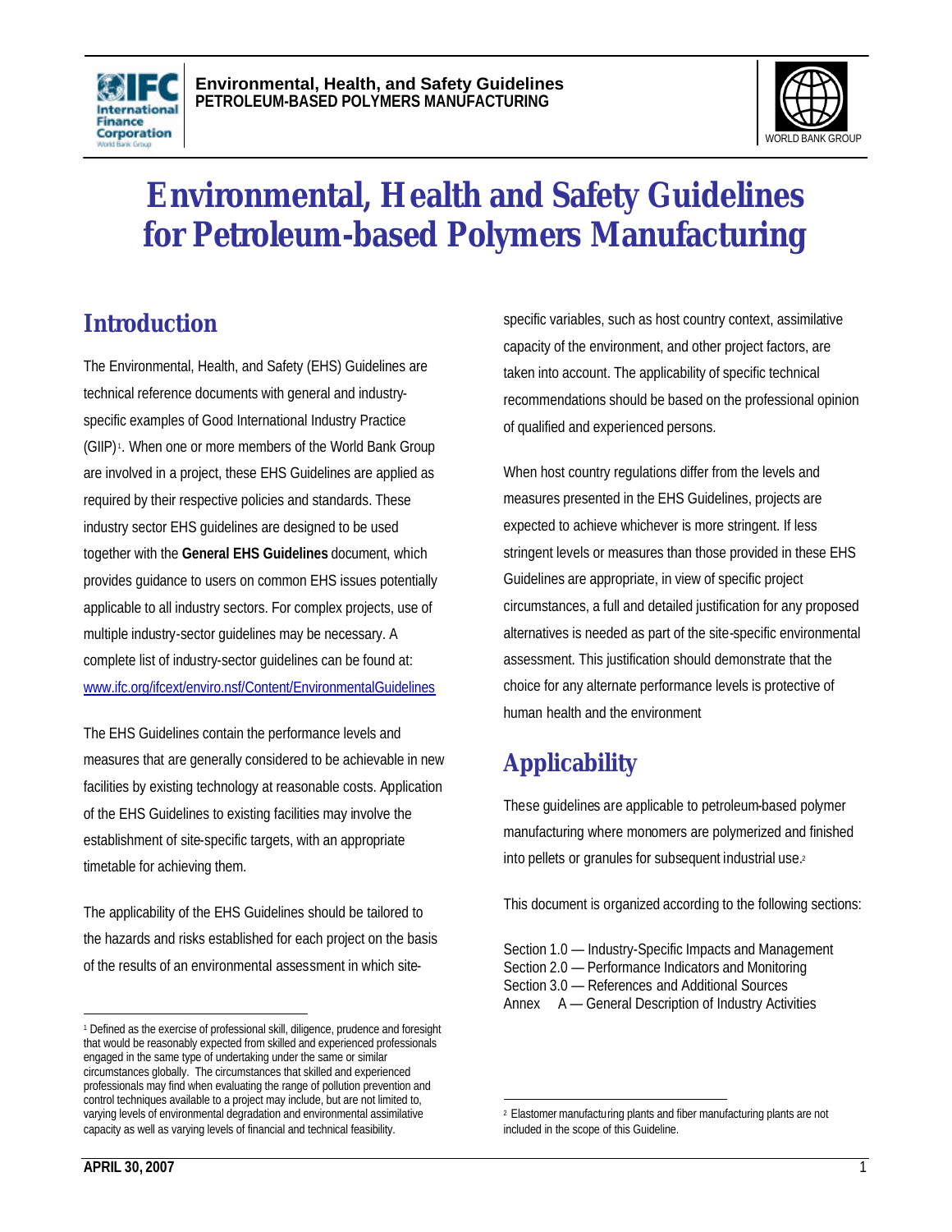# Environmental, Health and Safety Guidelines for Petroleum-based Polymers Manufacturing

## Introduction

The Environmental, Health, and Safety (EHS) Guidelines are technical reference documents with general and industry-specific examples of Good International Industry Practice (GIIP)[1]. When one or more members of the World Bank Group are involved in a project, these EHS Guidelines are applied as required by their respective policies and standards. These industry sector EHS guidelines are designed to be used together with the **General EHS Guidelines** document, which provides guidance to users on common EHS issues potentially applicable to all industry sectors. For complex projects, use of multiple industry-sector guidelines may be necessary. A complete list of industry-sector guidelines can be found at: www.ifc.org/ifcext/enviro.nsf/Content/EnvironmentalGuidelines

The EHS Guidelines contain the performance levels and measures that are generally considered to be achievable in new facilities by existing technology at reasonable costs. Application of the EHS Guidelines to existing facilities may involve the establishment of site-specific targets, with an appropriate timetable for achieving them.

The applicability of the EHS Guidelines should be tailored to the hazards and risks established for each project on the basis of the results of an environmental assessment in which site-specific variables, such as host country context, assimilative capacity of the environment, and other project factors, are taken into account. The applicability of specific technical recommendations should be based on the professional opinion of qualified and experienced persons.

When host country regulations differ from the levels and measures presented in the EHS Guidelines, projects are expected to achieve whichever is more stringent. If less stringent levels or measures than those provided in these EHS Guidelines are appropriate, in view of specific project circumstances, a full and detailed justification for any proposed alternatives is needed as part of the site-specific environmental assessment. This justification should demonstrate that the choice for any alternate performance levels is protective of human health and the environment

## Applicability

These guidelines are applicable to petroleum-based polymer manufacturing where monomers are polymerized and finished into pellets or granules for subsequent industrial use.[2]

This document is organized according to the following sections:

Section 1.0 — Industry-Specific Impacts and Management
Section 2.0 — Performance Indicators and Monitoring
Section 3.0 — References and Additional Sources
Annex A — General Description of Industry Activities

---

[1] Defined as the exercise of professional skill, diligence, prudence and foresight that would be reasonably expected from skilled and experienced professionals engaged in the same type of undertaking under the same or similar circumstances globally. The circumstances that skilled and experienced professionals may find when evaluating the range of pollution prevention and control techniques available to a project may include, but are not limited to, varying levels of environmental degradation and environmental assimilative capacity as well as varying levels of financial and technical feasibility.

[2] Elastomer manufacturing plants and fiber manufacturing plants are not included in the scope of this Guideline.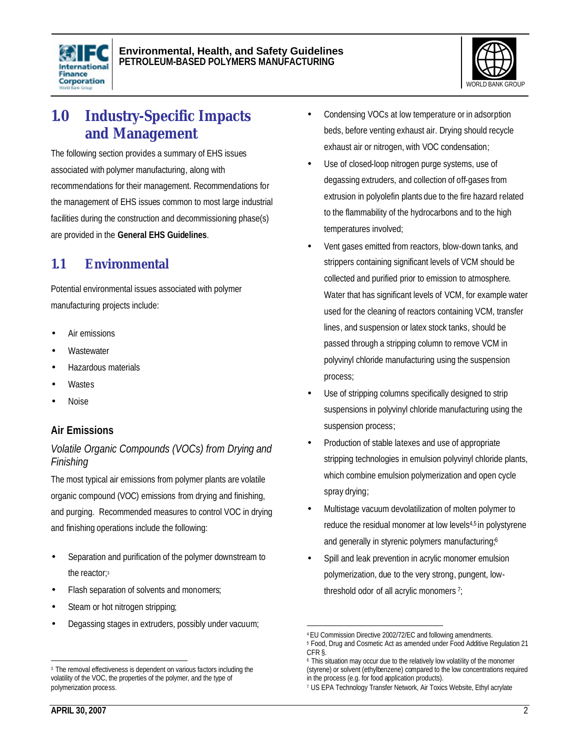# 1.0 Industry-Specific Impacts and Management

The following section provides a summary of EHS issues associated with polymer manufacturing, along with recommendations for their management. Recommendations for the management of EHS issues common to most large industrial facilities during the construction and decommissioning phase(s) are provided in the **General EHS Guidelines**.

## 1.1 Environmental

Potential environmental issues associated with polymer manufacturing projects include:

- Air emissions
- Wastewater
- Hazardous materials
- Wastes
- Noise

### Air Emissions

*Volatile Organic Compounds (VOCs) from Drying and Finishing*

The most typical air emissions from polymer plants are volatile organic compound (VOC) emissions from drying and finishing, and purging. Recommended measures to control VOC in drying and finishing operations include the following:

- Separation and purification of the polymer downstream to the reactor;[3]
- Flash separation of solvents and monomers;
- Steam or hot nitrogen stripping;
- Degassing stages in extruders, possibly under vacuum;
- Condensing VOCs at low temperature or in adsorption beds, before venting exhaust air. Drying should recycle exhaust air or nitrogen, with VOC condensation;
- Use of closed-loop nitrogen purge systems, use of degassing extruders, and collection of off-gases from extrusion in polyolefin plants due to the fire hazard related to the flammability of the hydrocarbons and to the high temperatures involved;
- Vent gases emitted from reactors, blow-down tanks, and strippers containing significant levels of VCM should be collected and purified prior to emission to atmosphere. Water that has significant levels of VCM, for example water used for the cleaning of reactors containing VCM, transfer lines, and suspension or latex stock tanks, should be passed through a stripping column to remove VCM in polyvinyl chloride manufacturing using the suspension process;
- Use of stripping columns specifically designed to strip suspensions in polyvinyl chloride manufacturing using the suspension process;
- Production of stable latexes and use of appropriate stripping technologies in emulsion polyvinyl chloride plants, which combine emulsion polymerization and open cycle spray drying;
- Multistage vacuum devolatilization of molten polymer to reduce the residual monomer at low levels[4,5] in polystyrene and generally in styrenic polymers manufacturing;[6]
- Spill and leak prevention in acrylic monomer emulsion polymerization, due to the very strong, pungent, low-threshold odor of all acrylic monomers [7];

---

[3] The removal effectiveness is dependent on various factors including the volatility of the VOC, the properties of the polymer, and the type of polymerization process.

[4] EU Commission Directive 2002/72/EC and following amendments.

[5] Food, Drug and Cosmetic Act as amended under Food Additive Regulation 21 CFR §.

[6] This situation may occur due to the relatively low volatility of the monomer (styrene) or solvent (ethylbenzene) compared to the low concentrations required in the process (e.g. for food application products).

[7] US EPA Technology Transfer Network, Air Toxics Website, Ethyl acrylate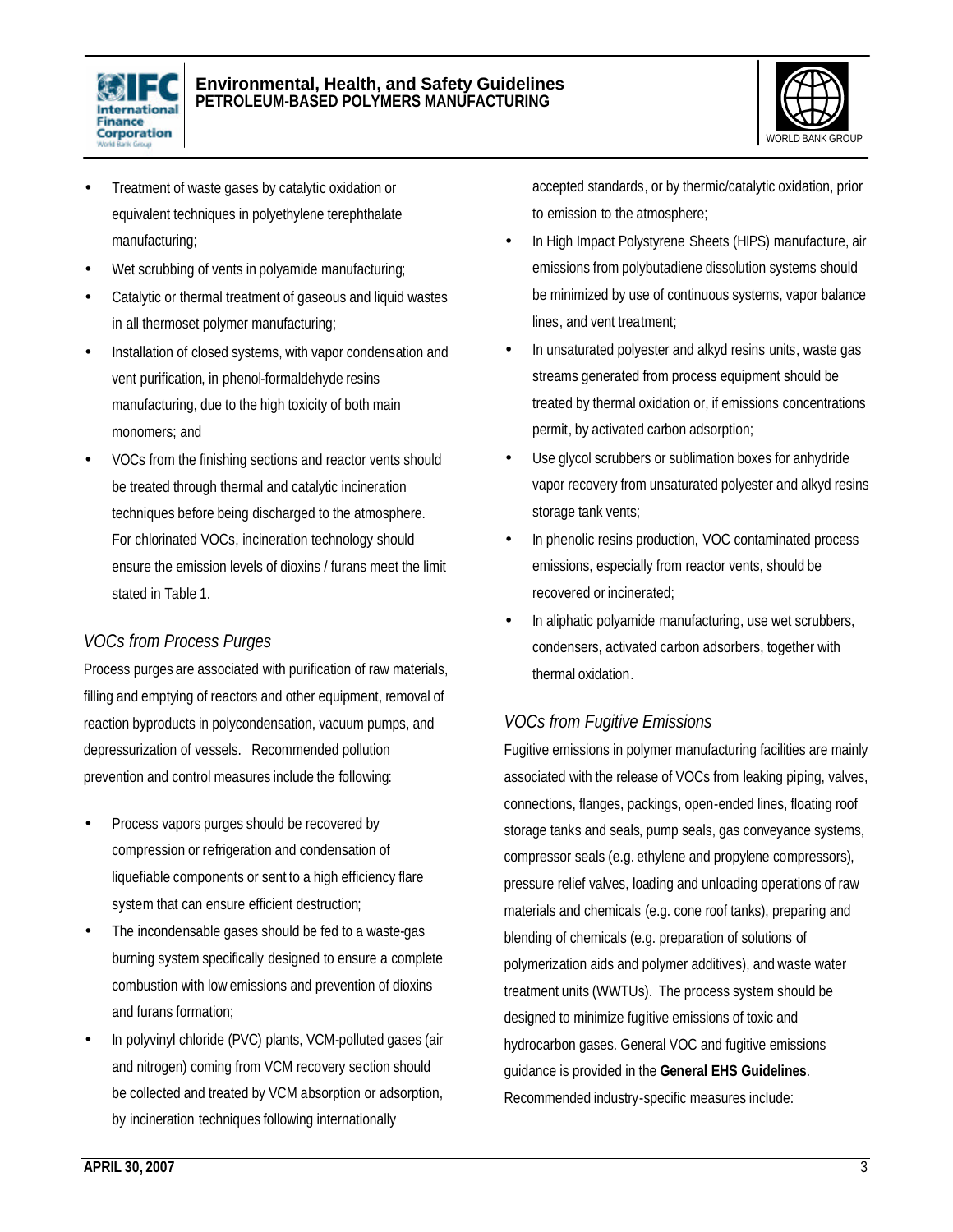- Treatment of waste gases by catalytic oxidation or equivalent techniques in polyethylene terephthalate manufacturing;
- Wet scrubbing of vents in polyamide manufacturing;
- Catalytic or thermal treatment of gaseous and liquid wastes in all thermoset polymer manufacturing;
- Installation of closed systems, with vapor condensation and vent purification, in phenol-formaldehyde resins manufacturing, due to the high toxicity of both main monomers; and
- VOCs from the finishing sections and reactor vents should be treated through thermal and catalytic incineration techniques before being discharged to the atmosphere. For chlorinated VOCs, incineration technology should ensure the emission levels of dioxins / furans meet the limit stated in Table 1.

### *VOCs from Process Purges*

Process purges are associated with purification of raw materials, filling and emptying of reactors and other equipment, removal of reaction byproducts in polycondensation, vacuum pumps, and depressurization of vessels. Recommended pollution prevention and control measures include the following:

- Process vapors purges should be recovered by compression or refrigeration and condensation of liquefiable components or sent to a high efficiency flare system that can ensure efficient destruction;
- The incondensable gases should be fed to a waste-gas burning system specifically designed to ensure a complete combustion with low emissions and prevention of dioxins and furans formation;
- In polyvinyl chloride (PVC) plants, VCM-polluted gases (air and nitrogen) coming from VCM recovery section should be collected and treated by VCM absorption or adsorption, by incineration techniques following internationally accepted standards, or by thermic/catalytic oxidation, prior to emission to the atmosphere;
- In High Impact Polystyrene Sheets (HIPS) manufacture, air emissions from polybutadiene dissolution systems should be minimized by use of continuous systems, vapor balance lines, and vent treatment;
- In unsaturated polyester and alkyd resins units, waste gas streams generated from process equipment should be treated by thermal oxidation or, if emissions concentrations permit, by activated carbon adsorption;
- Use glycol scrubbers or sublimation boxes for anhydride vapor recovery from unsaturated polyester and alkyd resins storage tank vents;
- In phenolic resins production, VOC contaminated process emissions, especially from reactor vents, should be recovered or incinerated;
- In aliphatic polyamide manufacturing, use wet scrubbers, condensers, activated carbon adsorbers, together with thermal oxidation.

### *VOCs from Fugitive Emissions*

Fugitive emissions in polymer manufacturing facilities are mainly associated with the release of VOCs from leaking piping, valves, connections, flanges, packings, open-ended lines, floating roof storage tanks and seals, pump seals, gas conveyance systems, compressor seals (e.g. ethylene and propylene compressors), pressure relief valves, loading and unloading operations of raw materials and chemicals (e.g. cone roof tanks), preparing and blending of chemicals (e.g. preparation of solutions of polymerization aids and polymer additives), and waste water treatment units (WWTUs). The process system should be designed to minimize fugitive emissions of toxic and hydrocarbon gases. General VOC and fugitive emissions guidance is provided in the **General EHS Guidelines**. Recommended industry-specific measures include: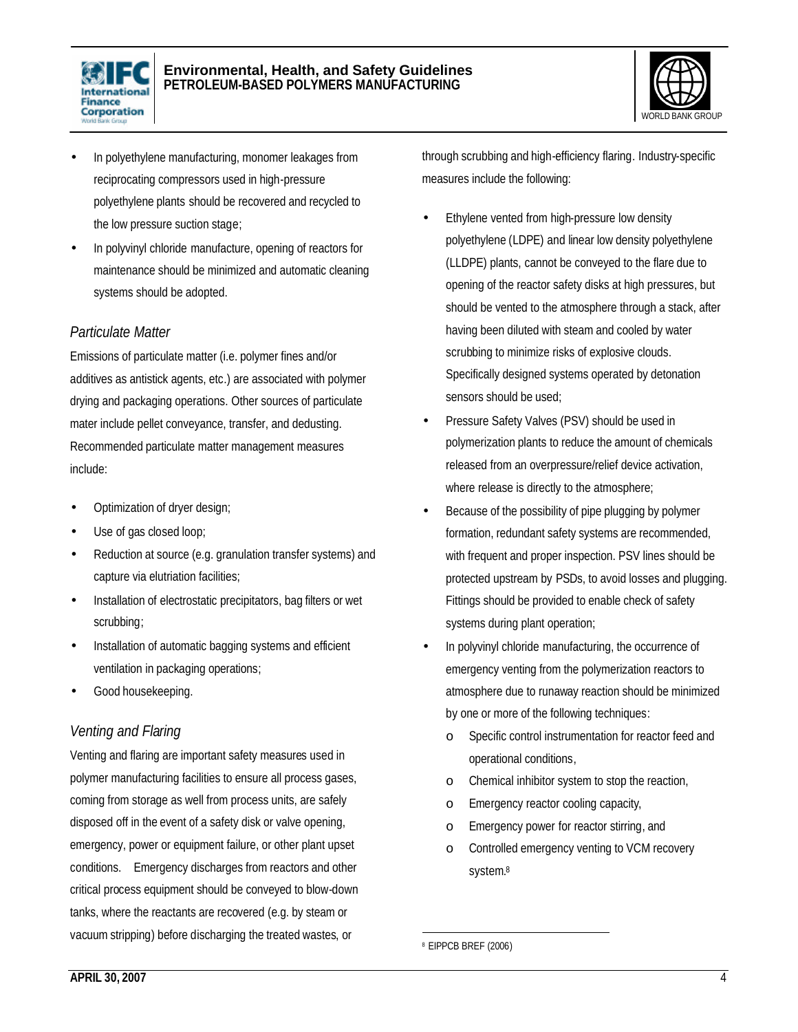- In polyethylene manufacturing, monomer leakages from reciprocating compressors used in high-pressure polyethylene plants should be recovered and recycled to the low pressure suction stage;
- In polyvinyl chloride manufacture, opening of reactors for maintenance should be minimized and automatic cleaning systems should be adopted.

### *Particulate Matter*

Emissions of particulate matter (i.e. polymer fines and/or additives as antistick agents, etc.) are associated with polymer drying and packaging operations. Other sources of particulate mater include pellet conveyance, transfer, and dedusting. Recommended particulate matter management measures include:

- Optimization of dryer design;
- Use of gas closed loop;
- Reduction at source (e.g. granulation transfer systems) and capture via elutriation facilities;
- Installation of electrostatic precipitators, bag filters or wet scrubbing;
- Installation of automatic bagging systems and efficient ventilation in packaging operations;
- Good housekeeping.

### *Venting and Flaring*

Venting and flaring are important safety measures used in polymer manufacturing facilities to ensure all process gases, coming from storage as well from process units, are safely disposed off in the event of a safety disk or valve opening, emergency, power or equipment failure, or other plant upset conditions. Emergency discharges from reactors and other critical process equipment should be conveyed to blow-down tanks, where the reactants are recovered (e.g. by steam or vacuum stripping) before discharging the treated wastes, or through scrubbing and high-efficiency flaring. Industry-specific measures include the following:

- Ethylene vented from high-pressure low density polyethylene (LDPE) and linear low density polyethylene (LLDPE) plants, cannot be conveyed to the flare due to opening of the reactor safety disks at high pressures, but should be vented to the atmosphere through a stack, after having been diluted with steam and cooled by water scrubbing to minimize risks of explosive clouds. Specifically designed systems operated by detonation sensors should be used;
- Pressure Safety Valves (PSV) should be used in polymerization plants to reduce the amount of chemicals released from an overpressure/relief device activation, where release is directly to the atmosphere;
- Because of the possibility of pipe plugging by polymer formation, redundant safety systems are recommended, with frequent and proper inspection. PSV lines should be protected upstream by PSDs, to avoid losses and plugging. Fittings should be provided to enable check of safety systems during plant operation;
- In polyvinyl chloride manufacturing, the occurrence of emergency venting from the polymerization reactors to atmosphere due to runaway reaction should be minimized by one or more of the following techniques:
  - Specific control instrumentation for reactor feed and operational conditions,
  - Chemical inhibitor system to stop the reaction,
  - Emergency reactor cooling capacity,
  - Emergency power for reactor stirring, and
  - Controlled emergency venting to VCM recovery system.[8]

---

[8] EIPPCB BREF (2006)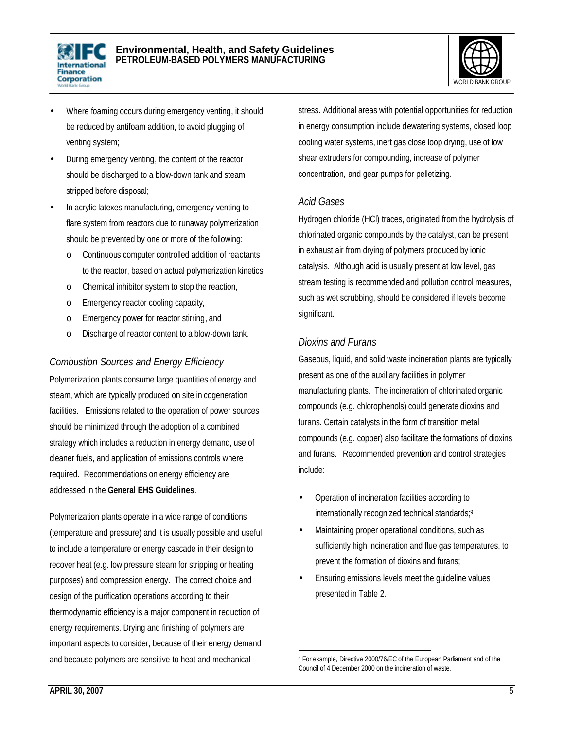- Where foaming occurs during emergency venting, it should be reduced by antifoam addition, to avoid plugging of venting system;
- During emergency venting, the content of the reactor should be discharged to a blow-down tank and steam stripped before disposal;
- In acrylic latexes manufacturing, emergency venting to flare system from reactors due to runaway polymerization should be prevented by one or more of the following:
  - Continuous computer controlled addition of reactants to the reactor, based on actual polymerization kinetics,
  - Chemical inhibitor system to stop the reaction,
  - Emergency reactor cooling capacity,
  - Emergency power for reactor stirring, and
  - Discharge of reactor content to a blow-down tank.

### *Combustion Sources and Energy Efficiency*

Polymerization plants consume large quantities of energy and steam, which are typically produced on site in cogeneration facilities. Emissions related to the operation of power sources should be minimized through the adoption of a combined strategy which includes a reduction in energy demand, use of cleaner fuels, and application of emissions controls where required. Recommendations on energy efficiency are addressed in the **General EHS Guidelines**.

Polymerization plants operate in a wide range of conditions (temperature and pressure) and it is usually possible and useful to include a temperature or energy cascade in their design to recover heat (e.g. low pressure steam for stripping or heating purposes) and compression energy. The correct choice and design of the purification operations according to their thermodynamic efficiency is a major component in reduction of energy requirements. Drying and finishing of polymers are important aspects to consider, because of their energy demand and because polymers are sensitive to heat and mechanical stress. Additional areas with potential opportunities for reduction in energy consumption include dewatering systems, closed loop cooling water systems, inert gas close loop drying, use of low shear extruders for compounding, increase of polymer concentration, and gear pumps for pelletizing.

### *Acid Gases*

Hydrogen chloride (HCl) traces, originated from the hydrolysis of chlorinated organic compounds by the catalyst, can be present in exhaust air from drying of polymers produced by ionic catalysis. Although acid is usually present at low level, gas stream testing is recommended and pollution control measures, such as wet scrubbing, should be considered if levels become significant.

### *Dioxins and Furans*

Gaseous, liquid, and solid waste incineration plants are typically present as one of the auxiliary facilities in polymer manufacturing plants. The incineration of chlorinated organic compounds (e.g. chlorophenols) could generate dioxins and furans. Certain catalysts in the form of transition metal compounds (e.g. copper) also facilitate the formations of dioxins and furans. Recommended prevention and control strategies include:

- Operation of incineration facilities according to internationally recognized technical standards;[9]
- Maintaining proper operational conditions, such as sufficiently high incineration and flue gas temperatures, to prevent the formation of dioxins and furans;
- Ensuring emissions levels meet the guideline values presented in Table 2.

---

[9] For example, Directive 2000/76/EC of the European Parliament and of the Council of 4 December 2000 on the incineration of waste.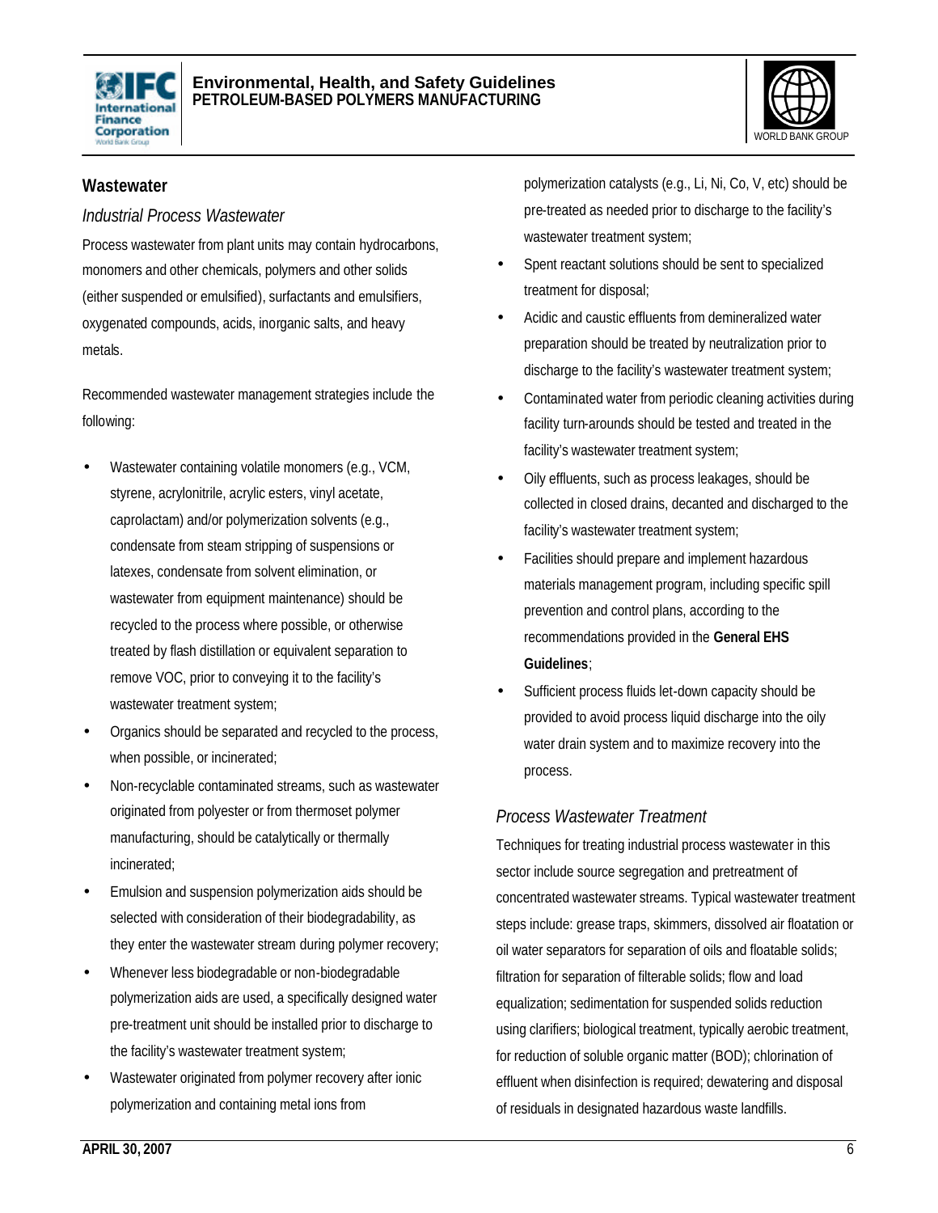## Wastewater

### *Industrial Process Wastewater*

Process wastewater from plant units may contain hydrocarbons, monomers and other chemicals, polymers and other solids (either suspended or emulsified), surfactants and emulsifiers, oxygenated compounds, acids, inorganic salts, and heavy metals.

Recommended wastewater management strategies include the following:

- Wastewater containing volatile monomers (e.g., VCM, styrene, acrylonitrile, acrylic esters, vinyl acetate, caprolactam) and/or polymerization solvents (e.g., condensate from steam stripping of suspensions or latexes, condensate from solvent elimination, or wastewater from equipment maintenance) should be recycled to the process where possible, or otherwise treated by flash distillation or equivalent separation to remove VOC, prior to conveying it to the facility's wastewater treatment system;
- Organics should be separated and recycled to the process, when possible, or incinerated;
- Non-recyclable contaminated streams, such as wastewater originated from polyester or from thermoset polymer manufacturing, should be catalytically or thermally incinerated;
- Emulsion and suspension polymerization aids should be selected with consideration of their biodegradability, as they enter the wastewater stream during polymer recovery;
- Whenever less biodegradable or non-biodegradable polymerization aids are used, a specifically designed water pre-treatment unit should be installed prior to discharge to the facility's wastewater treatment system;
- Wastewater originated from polymer recovery after ionic polymerization and containing metal ions from polymerization catalysts (e.g., Li, Ni, Co, V, etc) should be pre-treated as needed prior to discharge to the facility's wastewater treatment system;
- Spent reactant solutions should be sent to specialized treatment for disposal;
- Acidic and caustic effluents from demineralized water preparation should be treated by neutralization prior to discharge to the facility's wastewater treatment system;
- Contaminated water from periodic cleaning activities during facility turn-arounds should be tested and treated in the facility's wastewater treatment system;
- Oily effluents, such as process leakages, should be collected in closed drains, decanted and discharged to the facility's wastewater treatment system;
- Facilities should prepare and implement hazardous materials management program, including specific spill prevention and control plans, according to the recommendations provided in the **General EHS Guidelines**;
- Sufficient process fluids let-down capacity should be provided to avoid process liquid discharge into the oily water drain system and to maximize recovery into the process.

### *Process Wastewater Treatment*

Techniques for treating industrial process wastewater in this sector include source segregation and pretreatment of concentrated wastewater streams. Typical wastewater treatment steps include: grease traps, skimmers, dissolved air floatation or oil water separators for separation of oils and floatable solids; filtration for separation of filterable solids; flow and load equalization; sedimentation for suspended solids reduction using clarifiers; biological treatment, typically aerobic treatment, for reduction of soluble organic matter (BOD); chlorination of effluent when disinfection is required; dewatering and disposal of residuals in designated hazardous waste landfills.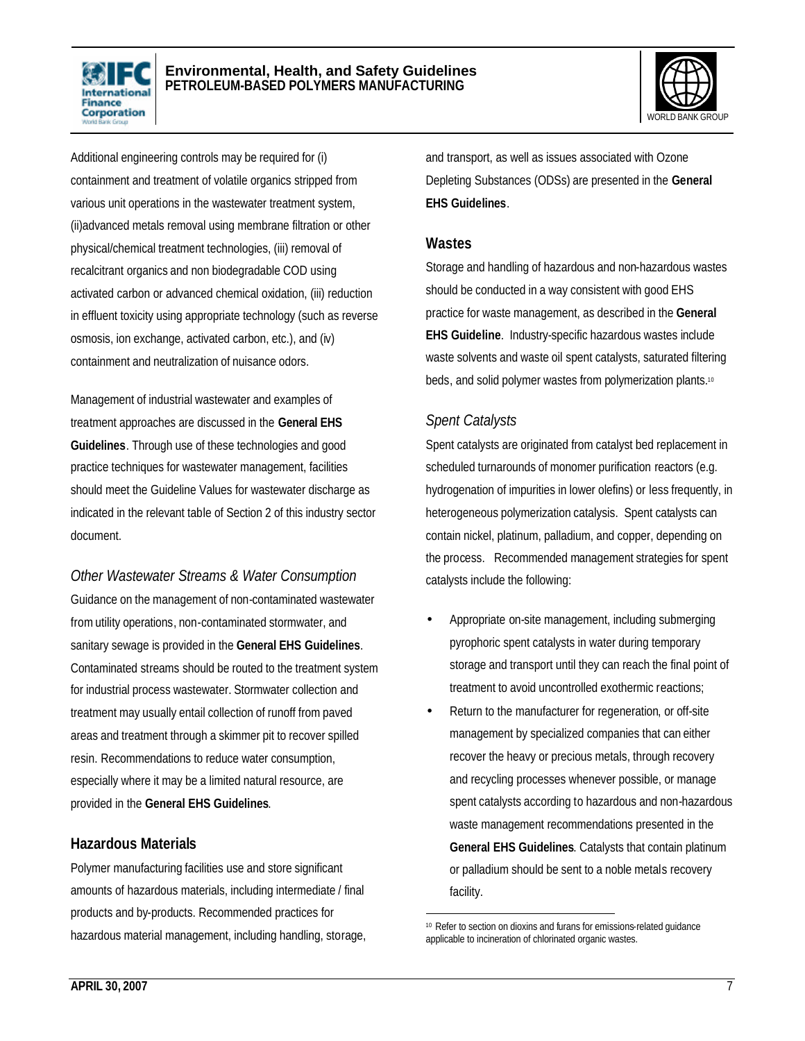Additional engineering controls may be required for (i) containment and treatment of volatile organics stripped from various unit operations in the wastewater treatment system, (ii)advanced metals removal using membrane filtration or other physical/chemical treatment technologies, (iii) removal of recalcitrant organics and non biodegradable COD using activated carbon or advanced chemical oxidation, (iii) reduction in effluent toxicity using appropriate technology (such as reverse osmosis, ion exchange, activated carbon, etc.), and (iv) containment and neutralization of nuisance odors.

Management of industrial wastewater and examples of treatment approaches are discussed in the **General EHS Guidelines**. Through use of these technologies and good practice techniques for wastewater management, facilities should meet the Guideline Values for wastewater discharge as indicated in the relevant table of Section 2 of this industry sector document.

### *Other Wastewater Streams & Water Consumption*

Guidance on the management of non-contaminated wastewater from utility operations, non-contaminated stormwater, and sanitary sewage is provided in the **General EHS Guidelines**. Contaminated streams should be routed to the treatment system for industrial process wastewater. Stormwater collection and treatment may usually entail collection of runoff from paved areas and treatment through a skimmer pit to recover spilled resin. Recommendations to reduce water consumption, especially where it may be a limited natural resource, are provided in the **General EHS Guidelines**.

## Hazardous Materials

Polymer manufacturing facilities use and store significant amounts of hazardous materials, including intermediate / final products and by-products. Recommended practices for hazardous material management, including handling, storage, and transport, as well as issues associated with Ozone Depleting Substances (ODSs) are presented in the **General EHS Guidelines**.

## Wastes

Storage and handling of hazardous and non-hazardous wastes should be conducted in a way consistent with good EHS practice for waste management, as described in the **General EHS Guideline**. Industry-specific hazardous wastes include waste solvents and waste oil spent catalysts, saturated filtering beds, and solid polymer wastes from polymerization plants.[10]

### *Spent Catalysts*

Spent catalysts are originated from catalyst bed replacement in scheduled turnarounds of monomer purification reactors (e.g. hydrogenation of impurities in lower olefins) or less frequently, in heterogeneous polymerization catalysis. Spent catalysts can contain nickel, platinum, palladium, and copper, depending on the process. Recommended management strategies for spent catalysts include the following:

- Appropriate on-site management, including submerging pyrophoric spent catalysts in water during temporary storage and transport until they can reach the final point of treatment to avoid uncontrolled exothermic reactions;
- Return to the manufacturer for regeneration, or off-site management by specialized companies that can either recover the heavy or precious metals, through recovery and recycling processes whenever possible, or manage spent catalysts according to hazardous and non-hazardous waste management recommendations presented in the **General EHS Guidelines**. Catalysts that contain platinum or palladium should be sent to a noble metals recovery facility.

[10] Refer to section on dioxins and furans for emissions-related guidance applicable to incineration of chlorinated organic wastes.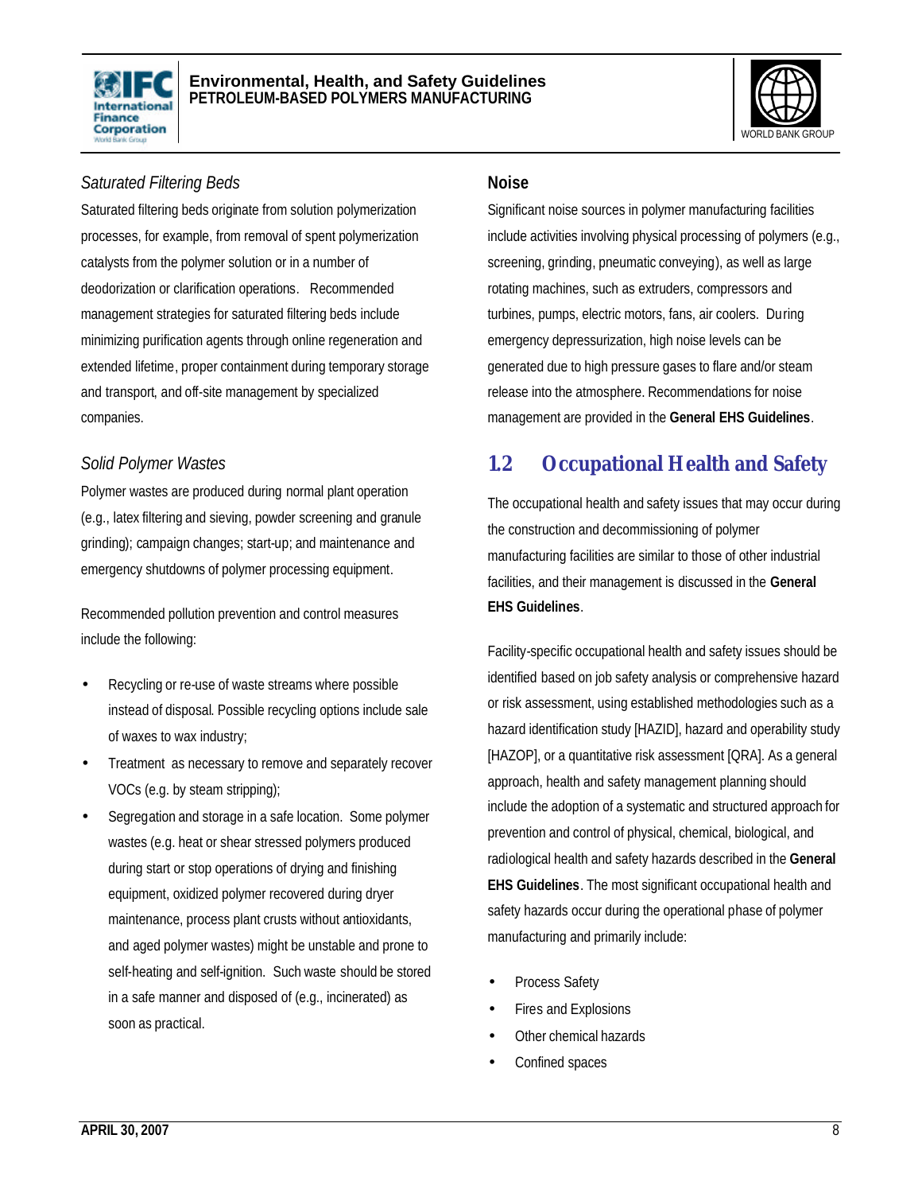*Saturated Filtering Beds*

Saturated filtering beds originate from solution polymerization processes, for example, from removal of spent polymerization catalysts from the polymer solution or in a number of deodorization or clarification operations. Recommended management strategies for saturated filtering beds include minimizing purification agents through online regeneration and extended lifetime, proper containment during temporary storage and transport, and off-site management by specialized companies.

*Solid Polymer Wastes*

Polymer wastes are produced during normal plant operation (e.g., latex filtering and sieving, powder screening and granule grinding); campaign changes; start-up; and maintenance and emergency shutdowns of polymer processing equipment.

Recommended pollution prevention and control measures include the following:

- Recycling or re-use of waste streams where possible instead of disposal. Possible recycling options include sale of waxes to wax industry;
- Treatment as necessary to remove and separately recover VOCs (e.g. by steam stripping);
- Segregation and storage in a safe location. Some polymer wastes (e.g. heat or shear stressed polymers produced during start or stop operations of drying and finishing equipment, oxidized polymer recovered during dryer maintenance, process plant crusts without antioxidants, and aged polymer wastes) might be unstable and prone to self-heating and self-ignition. Such waste should be stored in a safe manner and disposed of (e.g., incinerated) as soon as practical.

**Noise**

Significant noise sources in polymer manufacturing facilities include activities involving physical processing of polymers (e.g., screening, grinding, pneumatic conveying), as well as large rotating machines, such as extruders, compressors and turbines, pumps, electric motors, fans, air coolers. During emergency depressurization, high noise levels can be generated due to high pressure gases to flare and/or steam release into the atmosphere. Recommendations for noise management are provided in the **General EHS Guidelines**.

## 1.2 Occupational Health and Safety

The occupational health and safety issues that may occur during the construction and decommissioning of polymer manufacturing facilities are similar to those of other industrial facilities, and their management is discussed in the **General EHS Guidelines**.

Facility-specific occupational health and safety issues should be identified based on job safety analysis or comprehensive hazard or risk assessment, using established methodologies such as a hazard identification study [HAZID], hazard and operability study [HAZOP], or a quantitative risk assessment [QRA]. As a general approach, health and safety management planning should include the adoption of a systematic and structured approach for prevention and control of physical, chemical, biological, and radiological health and safety hazards described in the **General EHS Guidelines**. The most significant occupational health and safety hazards occur during the operational phase of polymer manufacturing and primarily include:

- Process Safety
- Fires and Explosions
- Other chemical hazards
- Confined spaces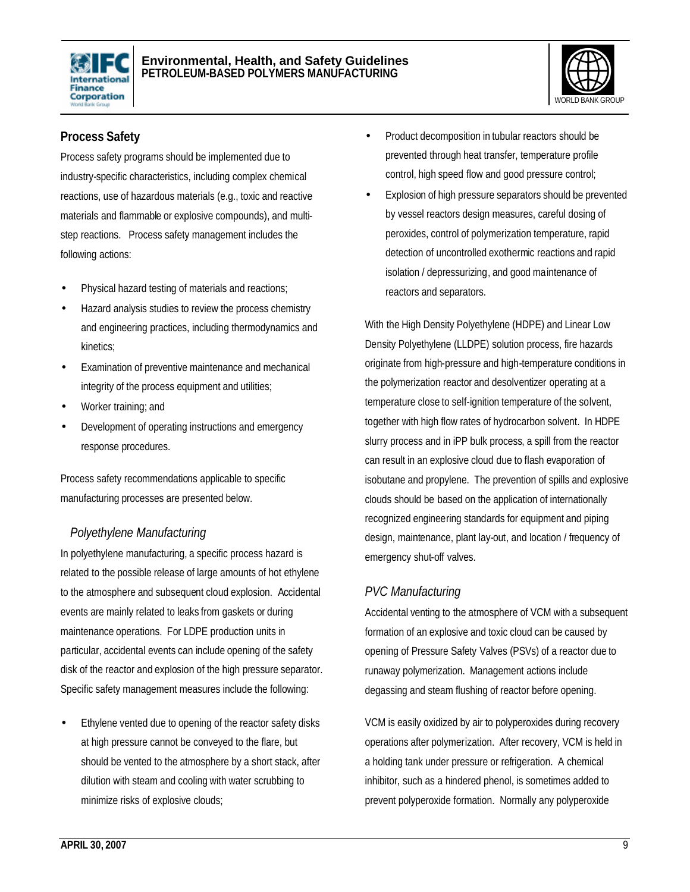## Process Safety

Process safety programs should be implemented due to industry-specific characteristics, including complex chemical reactions, use of hazardous materials (e.g., toxic and reactive materials and flammable or explosive compounds), and multi-step reactions. Process safety management includes the following actions:

- Physical hazard testing of materials and reactions;
- Hazard analysis studies to review the process chemistry and engineering practices, including thermodynamics and kinetics;
- Examination of preventive maintenance and mechanical integrity of the process equipment and utilities;
- Worker training; and
- Development of operating instructions and emergency response procedures.

Process safety recommendations applicable to specific manufacturing processes are presented below.

### *Polyethylene Manufacturing*

In polyethylene manufacturing, a specific process hazard is related to the possible release of large amounts of hot ethylene to the atmosphere and subsequent cloud explosion. Accidental events are mainly related to leaks from gaskets or during maintenance operations. For LDPE production units in particular, accidental events can include opening of the safety disk of the reactor and explosion of the high pressure separator. Specific safety management measures include the following:

- Ethylene vented due to opening of the reactor safety disks at high pressure cannot be conveyed to the flare, but should be vented to the atmosphere by a short stack, after dilution with steam and cooling with water scrubbing to minimize risks of explosive clouds;
- Product decomposition in tubular reactors should be prevented through heat transfer, temperature profile control, high speed flow and good pressure control;
- Explosion of high pressure separators should be prevented by vessel reactors design measures, careful dosing of peroxides, control of polymerization temperature, rapid detection of uncontrolled exothermic reactions and rapid isolation / depressurizing, and good maintenance of reactors and separators.

With the High Density Polyethylene (HDPE) and Linear Low Density Polyethylene (LLDPE) solution process, fire hazards originate from high-pressure and high-temperature conditions in the polymerization reactor and desolventizer operating at a temperature close to self-ignition temperature of the solvent, together with high flow rates of hydrocarbon solvent. In HDPE slurry process and in iPP bulk process, a spill from the reactor can result in an explosive cloud due to flash evaporation of isobutane and propylene. The prevention of spills and explosive clouds should be based on the application of internationally recognized engineering standards for equipment and piping design, maintenance, plant lay-out, and location / frequency of emergency shut-off valves.

### *PVC Manufacturing*

Accidental venting to the atmosphere of VCM with a subsequent formation of an explosive and toxic cloud can be caused by opening of Pressure Safety Valves (PSVs) of a reactor due to runaway polymerization. Management actions include degassing and steam flushing of reactor before opening.

VCM is easily oxidized by air to polyperoxides during recovery operations after polymerization. After recovery, VCM is held in a holding tank under pressure or refrigeration. A chemical inhibitor, such as a hindered phenol, is sometimes added to prevent polyperoxide formation. Normally any polyperoxide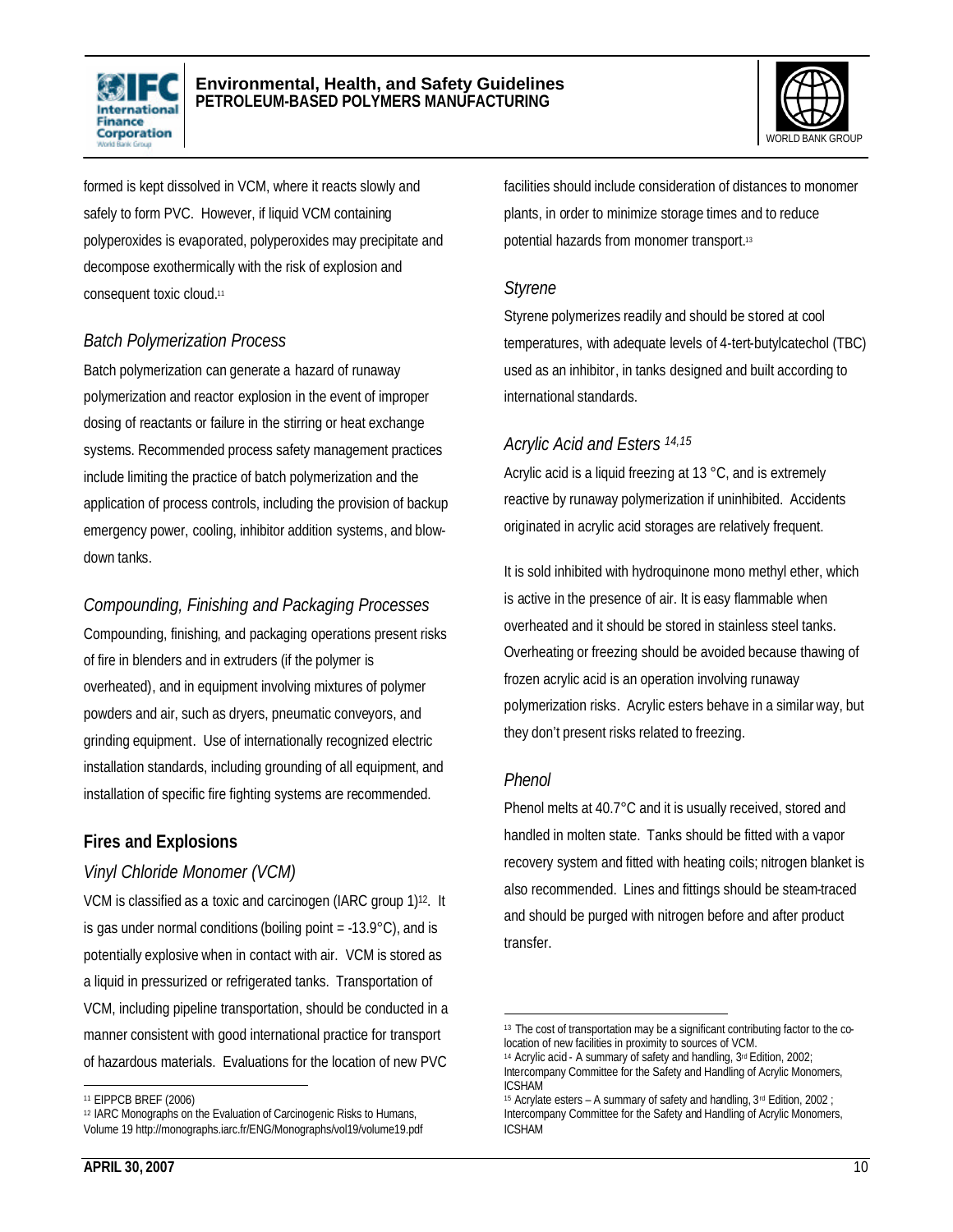formed is kept dissolved in VCM, where it reacts slowly and safely to form PVC. However, if liquid VCM containing polyperoxides is evaporated, polyperoxides may precipitate and decompose exothermically with the risk of explosion and consequent toxic cloud.[11]

### *Batch Polymerization Process*

Batch polymerization can generate a hazard of runaway polymerization and reactor explosion in the event of improper dosing of reactants or failure in the stirring or heat exchange systems. Recommended process safety management practices include limiting the practice of batch polymerization and the application of process controls, including the provision of backup emergency power, cooling, inhibitor addition systems, and blow-down tanks.

### *Compounding, Finishing and Packaging Processes*

Compounding, finishing, and packaging operations present risks of fire in blenders and in extruders (if the polymer is overheated), and in equipment involving mixtures of polymer powders and air, such as dryers, pneumatic conveyors, and grinding equipment. Use of internationally recognized electric installation standards, including grounding of all equipment, and installation of specific fire fighting systems are recommended.

## Fires and Explosions

### *Vinyl Chloride Monomer (VCM)*

VCM is classified as a toxic and carcinogen (IARC group 1)[12]. It is gas under normal conditions (boiling point = -13.9°C), and is potentially explosive when in contact with air. VCM is stored as a liquid in pressurized or refrigerated tanks. Transportation of VCM, including pipeline transportation, should be conducted in a manner consistent with good international practice for transport of hazardous materials. Evaluations for the location of new PVC facilities should include consideration of distances to monomer plants, in order to minimize storage times and to reduce potential hazards from monomer transport.[13]

### *Styrene*

Styrene polymerizes readily and should be stored at cool temperatures, with adequate levels of 4-tert-butylcatechol (TBC) used as an inhibitor, in tanks designed and built according to international standards.

### *Acrylic Acid and Esters [14,15]*

Acrylic acid is a liquid freezing at 13 °C, and is extremely reactive by runaway polymerization if uninhibited. Accidents originated in acrylic acid storages are relatively frequent.

It is sold inhibited with hydroquinone mono methyl ether, which is active in the presence of air. It is easy flammable when overheated and it should be stored in stainless steel tanks. Overheating or freezing should be avoided because thawing of frozen acrylic acid is an operation involving runaway polymerization risks. Acrylic esters behave in a similar way, but they don't present risks related to freezing.

### *Phenol*

Phenol melts at 40.7°C and it is usually received, stored and handled in molten state. Tanks should be fitted with a vapor recovery system and fitted with heating coils; nitrogen blanket is also recommended. Lines and fittings should be steam-traced and should be purged with nitrogen before and after product transfer.

---

[11] EIPPCB BREF (2006)

[12] IARC Monographs on the Evaluation of Carcinogenic Risks to Humans, Volume 19 http://monographs.iarc.fr/ENG/Monographs/vol19/volume19.pdf

[13] The cost of transportation may be a significant contributing factor to the co-location of new facilities in proximity to sources of VCM.

[14] Acrylic acid - A summary of safety and handling, 3rd Edition, 2002; Intercompany Committee for the Safety and Handling of Acrylic Monomers, ICSHAM

[15] Acrylate esters – A summary of safety and handling, 3rd Edition, 2002 ; Intercompany Committee for the Safety and Handling of Acrylic Monomers, ICSHAM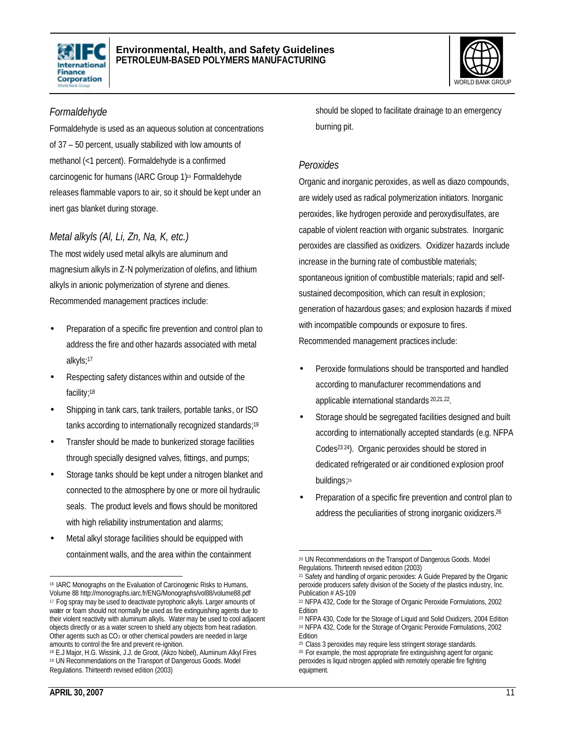### *Formaldehyde*

Formaldehyde is used as an aqueous solution at concentrations of 37 – 50 percent, usually stabilized with low amounts of methanol (<1 percent). Formaldehyde is a confirmed carcinogenic for humans (IARC Group 1)[16] Formaldehyde releases flammable vapors to air, so it should be kept under an inert gas blanket during storage.

### *Metal alkyls (Al, Li, Zn, Na, K, etc.)*

The most widely used metal alkyls are aluminum and magnesium alkyls in Z-N polymerization of olefins, and lithium alkyls in anionic polymerization of styrene and dienes. Recommended management practices include:

- Preparation of a specific fire prevention and control plan to address the fire and other hazards associated with metal alkyls;[17]
- Respecting safety distances within and outside of the facility;[18]
- Shipping in tank cars, tank trailers, portable tanks, or ISO tanks according to internationally recognized standards;[19]
- Transfer should be made to bunkerized storage facilities through specially designed valves, fittings, and pumps;
- Storage tanks should be kept under a nitrogen blanket and connected to the atmosphere by one or more oil hydraulic seals. The product levels and flows should be monitored with high reliability instrumentation and alarms;
- Metal alkyl storage facilities should be equipped with containment walls, and the area within the containment should be sloped to facilitate drainage to an emergency burning pit.

### *Peroxides*

Organic and inorganic peroxides, as well as diazo compounds, are widely used as radical polymerization initiators. Inorganic peroxides, like hydrogen peroxide and peroxydisulfates, are capable of violent reaction with organic substrates. Inorganic peroxides are classified as oxidizers. Oxidizer hazards include increase in the burning rate of combustible materials; spontaneous ignition of combustible materials; rapid and self-sustained decomposition, which can result in explosion; generation of hazardous gases; and explosion hazards if mixed with incompatible compounds or exposure to fires. Recommended management practices include:

- Peroxide formulations should be transported and handled according to manufacturer recommendations and applicable international standards [20,21,22].
- Storage should be segregated facilities designed and built according to internationally accepted standards (e.g. NFPA Codes[23 24]). Organic peroxides should be stored in dedicated refrigerated or air conditioned explosion proof buildings;[25]
- Preparation of a specific fire prevention and control plan to address the peculiarities of strong inorganic oxidizers.[26]

---

[16] IARC Monographs on the Evaluation of Carcinogenic Risks to Humans, Volume 88 http://monographs.iarc.fr/ENG/Monographs/vol88/volume88.pdf

[17] Fog spray may be used to deactivate pyrophoric alkyls. Larger amounts of water or foam should not normally be used as fire extinguishing agents due to their violent reactivity with aluminum alkyls. Water may be used to cool adjacent objects directly or as a water screen to shield any objects from heat radiation. Other agents such as $CO_2$ or other chemical powders are needed in large amounts to control the fire and prevent re-ignition.

[18] E.J Major, H.G. Wissink, J.J. de Groot, (Akzo Nobel), Aluminum Alkyl Fires

[19] UN Recommendations on the Transport of Dangerous Goods. Model Regulations. Thirteenth revised edition (2003)

[20] UN Recommendations on the Transport of Dangerous Goods. Model Regulations. Thirteenth revised edition (2003)

[21] Safety and handling of organic peroxides: A Guide Prepared by the Organic peroxide producers safety division of the Society of the plastics industry, Inc. Publication # AS-109

[22] NFPA 432, Code for the Storage of Organic Peroxide Formulations, 2002 Edition

[23] NFPA 430, Code for the Storage of Liquid and Solid Oxidizers, 2004 Edition

[24] NFPA 432, Code for the Storage of Organic Peroxide Formulations, 2002 Edition

[25] Class 3 peroxides may require less stringent storage standards.

[26] For example, the most appropriate fire extinguishing agent for organic peroxides is liquid nitrogen applied with remotely operable fire fighting equipment.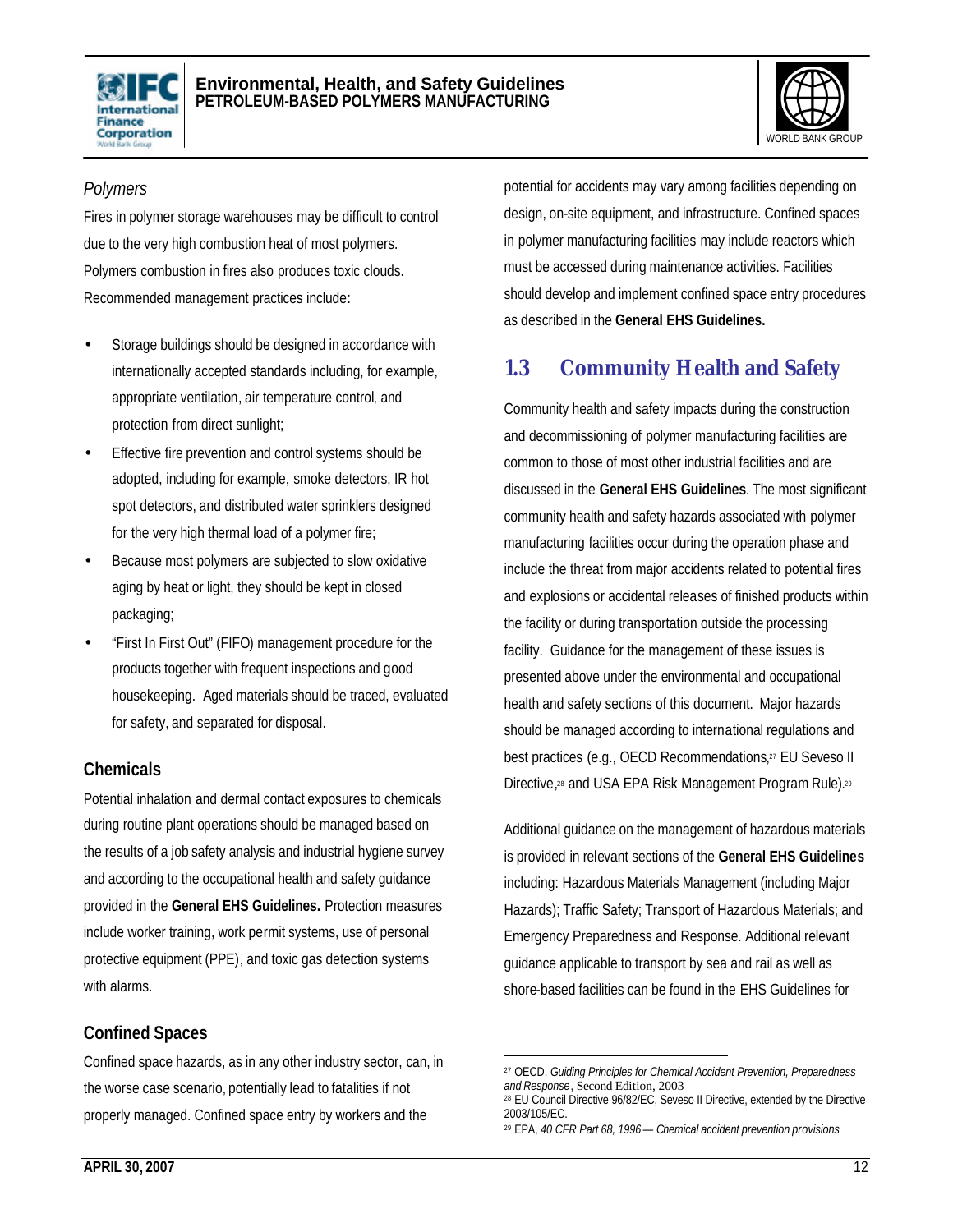*Polymers*

Fires in polymer storage warehouses may be difficult to control due to the very high combustion heat of most polymers. Polymers combustion in fires also produces toxic clouds. Recommended management practices include:

- Storage buildings should be designed in accordance with internationally accepted standards including, for example, appropriate ventilation, air temperature control, and protection from direct sunlight;
- Effective fire prevention and control systems should be adopted, including for example, smoke detectors, IR hot spot detectors, and distributed water sprinklers designed for the very high thermal load of a polymer fire;
- Because most polymers are subjected to slow oxidative aging by heat or light, they should be kept in closed packaging;
- "First In First Out" (FIFO) management procedure for the products together with frequent inspections and good housekeeping. Aged materials should be traced, evaluated for safety, and separated for disposal.

### Chemicals

Potential inhalation and dermal contact exposures to chemicals during routine plant operations should be managed based on the results of a job safety analysis and industrial hygiene survey and according to the occupational health and safety guidance provided in the **General EHS Guidelines.** Protection measures include worker training, work permit systems, use of personal protective equipment (PPE), and toxic gas detection systems with alarms.

### Confined Spaces

Confined space hazards, as in any other industry sector, can, in the worse case scenario, potentially lead to fatalities if not properly managed. Confined space entry by workers and the potential for accidents may vary among facilities depending on design, on-site equipment, and infrastructure. Confined spaces in polymer manufacturing facilities may include reactors which must be accessed during maintenance activities. Facilities should develop and implement confined space entry procedures as described in the **General EHS Guidelines.**

## 1.3 Community Health and Safety

Community health and safety impacts during the construction and decommissioning of polymer manufacturing facilities are common to those of most other industrial facilities and are discussed in the **General EHS Guidelines**. The most significant community health and safety hazards associated with polymer manufacturing facilities occur during the operation phase and include the threat from major accidents related to potential fires and explosions or accidental releases of finished products within the facility or during transportation outside the processing facility. Guidance for the management of these issues is presented above under the environmental and occupational health and safety sections of this document. Major hazards should be managed according to international regulations and best practices (e.g., OECD Recommendations,[27] EU Seveso II Directive,[28] and USA EPA Risk Management Program Rule).[29]

Additional guidance on the management of hazardous materials is provided in relevant sections of the **General EHS Guidelines** including: Hazardous Materials Management (including Major Hazards); Traffic Safety; Transport of Hazardous Materials; and Emergency Preparedness and Response. Additional relevant guidance applicable to transport by sea and rail as well as shore-based facilities can be found in the EHS Guidelines for

---

[27] OECD, *Guiding Principles for Chemical Accident Prevention, Preparedness and Response*, Second Edition, 2003

[28] EU Council Directive 96/82/EC, Seveso II Directive, extended by the Directive 2003/105/EC.

[29] EPA, *40 CFR Part 68, 1996 — Chemical accident prevention provisions*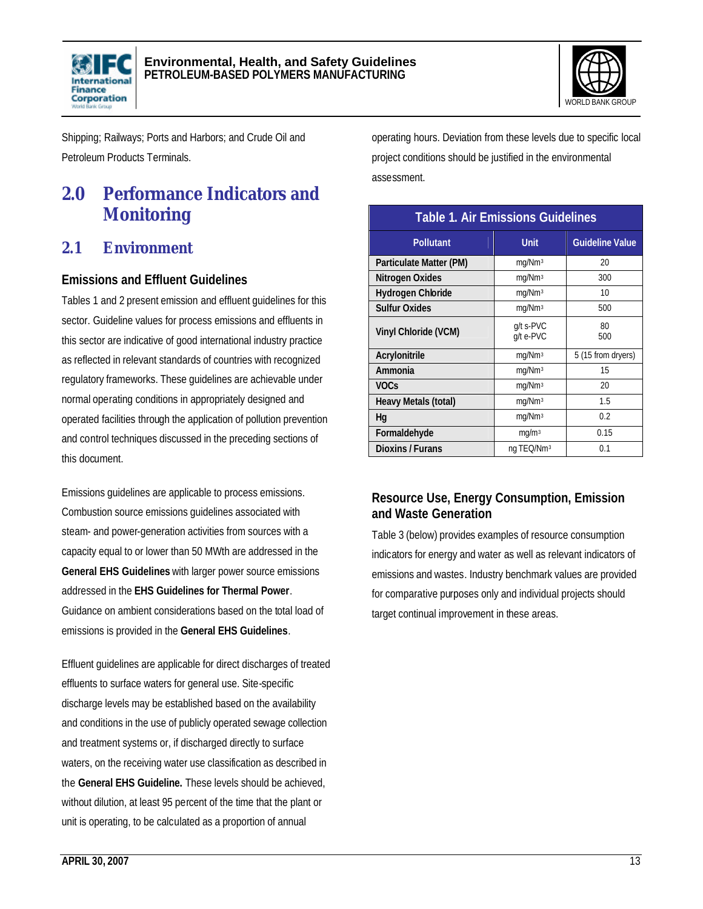Shipping; Railways; Ports and Harbors; and Crude Oil and Petroleum Products Terminals.

# 2.0 Performance Indicators and Monitoring

## 2.1 Environment

### Emissions and Effluent Guidelines

Tables 1 and 2 present emission and effluent guidelines for this sector. Guideline values for process emissions and effluents in this sector are indicative of good international industry practice as reflected in relevant standards of countries with recognized regulatory frameworks. These guidelines are achievable under normal operating conditions in appropriately designed and operated facilities through the application of pollution prevention and control techniques discussed in the preceding sections of this document.

Emissions guidelines are applicable to process emissions. Combustion source emissions guidelines associated with steam- and power-generation activities from sources with a capacity equal to or lower than 50 MWth are addressed in the **General EHS Guidelines** with larger power source emissions addressed in the **EHS Guidelines for Thermal Power**. Guidance on ambient considerations based on the total load of emissions is provided in the **General EHS Guidelines**.

Effluent guidelines are applicable for direct discharges of treated effluents to surface waters for general use. Site-specific discharge levels may be established based on the availability and conditions in the use of publicly operated sewage collection and treatment systems or, if discharged directly to surface waters, on the receiving water use classification as described in the **General EHS Guideline.** These levels should be achieved, without dilution, at least 95 percent of the time that the plant or unit is operating, to be calculated as a proportion of annual operating hours. Deviation from these levels due to specific local project conditions should be justified in the environmental assessment.

**Table 1. Air Emissions Guidelines**

| Pollutant | Unit | Guideline Value |
|---|---|---|
| Particulate Matter (PM) | $mg/Nm^3$ | 20 |
| Nitrogen Oxides | $mg/Nm^3$ | 300 |
| Hydrogen Chloride | $mg/Nm^3$ | 10 |
| Sulfur Oxides | $mg/Nm^3$ | 500 |
| Vinyl Chloride (VCM) | g/t s-PVC<br>g/t e-PVC | 80<br>500 |
| Acrylonitrile | $mg/Nm^3$ | 5 (15 from dryers) |
| Ammonia | $mg/Nm^3$ | 15 |
| VOCs | $mg/Nm^3$ | 20 |
| Heavy Metals (total) | $mg/Nm^3$ | 1.5 |
| Hg | $mg/Nm^3$ | 0.2 |
| Formaldehyde | $mg/m^3$ | 0.15 |
| Dioxins / Furans | ng $TEQ/Nm^3$ | 0.1 |

### Resource Use, Energy Consumption, Emission and Waste Generation

Table 3 (below) provides examples of resource consumption indicators for energy and water as well as relevant indicators of emissions and wastes. Industry benchmark values are provided for comparative purposes only and individual projects should target continual improvement in these areas.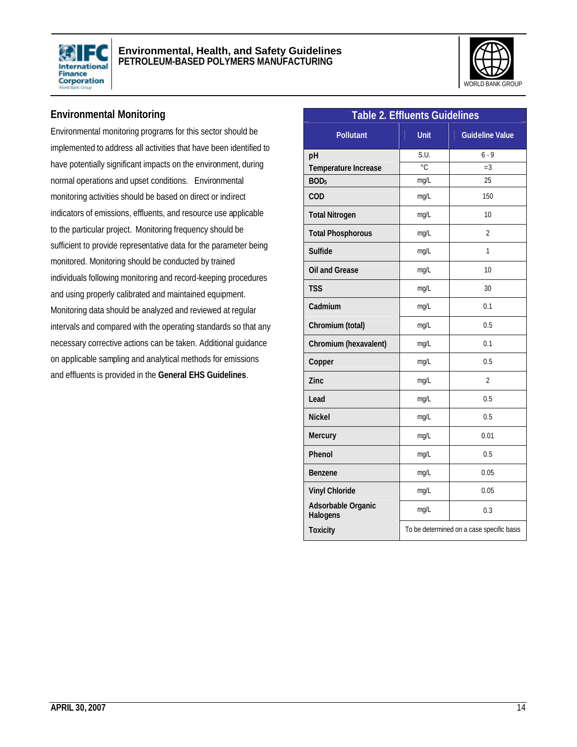## Environmental Monitoring

Environmental monitoring programs for this sector should be implemented to address all activities that have been identified to have potentially significant impacts on the environment, during normal operations and upset conditions. Environmental monitoring activities should be based on direct or indirect indicators of emissions, effluents, and resource use applicable to the particular project. Monitoring frequency should be sufficient to provide representative data for the parameter being monitored. Monitoring should be conducted by trained individuals following monitoring and record-keeping procedures and using properly calibrated and maintained equipment. Monitoring data should be analyzed and reviewed at regular intervals and compared with the operating standards so that any necessary corrective actions can be taken. Additional guidance on applicable sampling and analytical methods for emissions and effluents is provided in the **General EHS Guidelines**.

**Table 2. Effluents Guidelines**

| Pollutant | Unit | Guideline Value |
|---|---|---|
| pH | S.U. | 6 - 9 |
| Temperature Increase | °C | =3 |
| $BOD_5$ | mg/L | 25 |
| COD | mg/L | 150 |
| Total Nitrogen | mg/L | 10 |
| Total Phosphorous | mg/L | 2 |
| Sulfide | mg/L | 1 |
| Oil and Grease | mg/L | 10 |
| TSS | mg/L | 30 |
| Cadmium | mg/L | 0.1 |
| Chromium (total) | mg/L | 0.5 |
| Chromium (hexavalent) | mg/L | 0.1 |
| Copper | mg/L | 0.5 |
| Zinc | mg/L | 2 |
| Lead | mg/L | 0.5 |
| Nickel | mg/L | 0.5 |
| Mercury | mg/L | 0.01 |
| Phenol | mg/L | 0.5 |
| Benzene | mg/L | 0.05 |
| Vinyl Chloride | mg/L | 0.05 |
| Adsorbable Organic Halogens | mg/L | 0.3 |
| Toxicity | To be determined on a case specific basis | |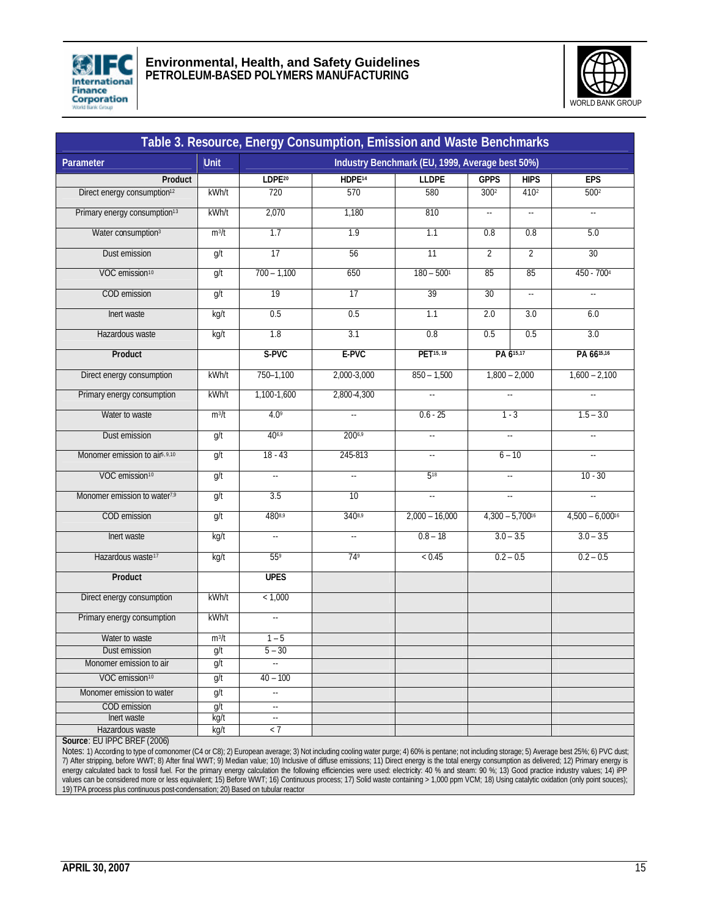**Table 3. Resource, Energy Consumption, Emission and Waste Benchmarks**

| Parameter | Unit | Industry Benchmark (EU, 1999, Average best 50%) | | | | | |
|---|---|---|---|---|---|---|---|
| **Product** | | **LDPE**[20] | **HDPE**[14] | **LLDPE** | **GPPS** | **HIPS** | **EPS** |
| Direct energy consumption[12] | kWh/t | 720 | 570 | 580 | 300[2] | 410[2] | 500[2] |
| Primary energy consumption[13] | kWh/t | 2,070 | 1,180 | 810 | -- | -- | -- |
| Water consumption[3] | $m^3/t$ | 1.7 | 1.9 | 1.1 | 0.8 | 0.8 | 5.0 |
| Dust emission | g/t | 17 | 56 | 11 | 2 | 2 | 30 |
| VOC emission[10] | g/t | 700 – 1,100 | 650 | 180 – 500[1] | 85 | 85 | 450 - 700[4] |
| COD emission | g/t | 19 | 17 | 39 | 30 | -- | -- |
| Inert waste | kg/t | 0.5 | 0.5 | 1.1 | 2.0 | 3.0 | 6.0 |
| Hazardous waste | kg/t | 1.8 | 3.1 | 0.8 | 0.5 | 0.5 | 3.0 |
| **Product** | | **S-PVC** | **E-PVC** | **PET**[15, 19] | **PA 6**[15,17] | | **PA 66**[15,16] |
| Direct energy consumption | kWh/t | 750–1,100 | 2,000-3,000 | 850 – 1,500 | 1,800 – 2,000 | | 1,600 – 2,100 |
| Primary energy consumption | kWh/t | 1,100-1,600 | 2,800-4,300 | -- | -- | | -- |
| Water to waste | $m^3/t$ | 4.0[9] | -- | 0.6 - 25 | 1 - 3 | | 1.5 – 3.0 |
| Dust emission | g/t | 40[6,9] | 200[6,9] | -- | -- | | -- |
| Monomer emission to air[5, 9,10] | g/t | 18 - 43 | 245-813 | -- | 6 – 10 | | -- |
| VOC emission[10] | g/t | -- | -- | 5[18] | -- | | 10 - 30 |
| Monomer emission to water[7,9] | g/t | 3.5 | 10 | -- | -- | | -- |
| COD emission | g/t | 480[8,9] | 340[8,9] | 2,000 – 16,000 | 4,300 – 5,700[16] | | 4,500 – 6,000[16] |
| Inert waste | kg/t | -- | -- | 0.8 – 18 | 3.0 – 3.5 | | 3.0 – 3.5 |
| Hazardous waste[17] | kg/t | 55[9] | 74[9] | < 0.45 | 0.2 – 0.5 | | 0.2 – 0.5 |
| **Product** | | **UPES** | | | | | |
| Direct energy consumption | kWh/t | < 1,000 | | | | | |
| Primary energy consumption | kWh/t | -- | | | | | |
| Water to waste | $m^3/t$ | 1 – 5 | | | | | |
| Dust emission | g/t | 5 – 30 | | | | | |
| Monomer emission to air | g/t | -- | | | | | |
| VOC emission[10] | g/t | 40 – 100 | | | | | |
| Monomer emission to water | g/t | -- | | | | | |
| COD emission | g/t | -- | | | | | |
| Inert waste | kg/t | -- | | | | | |
| Hazardous waste | kg/t | < 7 | | | | | |

**Source**: EU IPPC BREF (2006)

Notes: 1) According to type of comonomer (C4 or C8); 2) European average; 3) Not including cooling water purge; 4) 60% is pentane; not including storage; 5) Average best 25%; 6) PVC dust; 7) After stripping, before WWT; 8) After final WWT; 9) Median value; 10) Inclusive of diffuse emissions; 11) Direct energy is the total energy consumption as delivered; 12) Primary energy is energy calculated back to fossil fuel. For the primary energy calculation the following efficiencies were used: electricity: 40 % and steam: 90 %; 13) Good practice industry values; 14) iPP values can be considered more or less equivalent; 15) Before WWT; 16) Continuous process; 17) Solid waste containing > 1,000 ppm VCM; 18) Using catalytic oxidation (only point souces); 19) TPA process plus continuous post-condensation; 20) Based on tubular reactor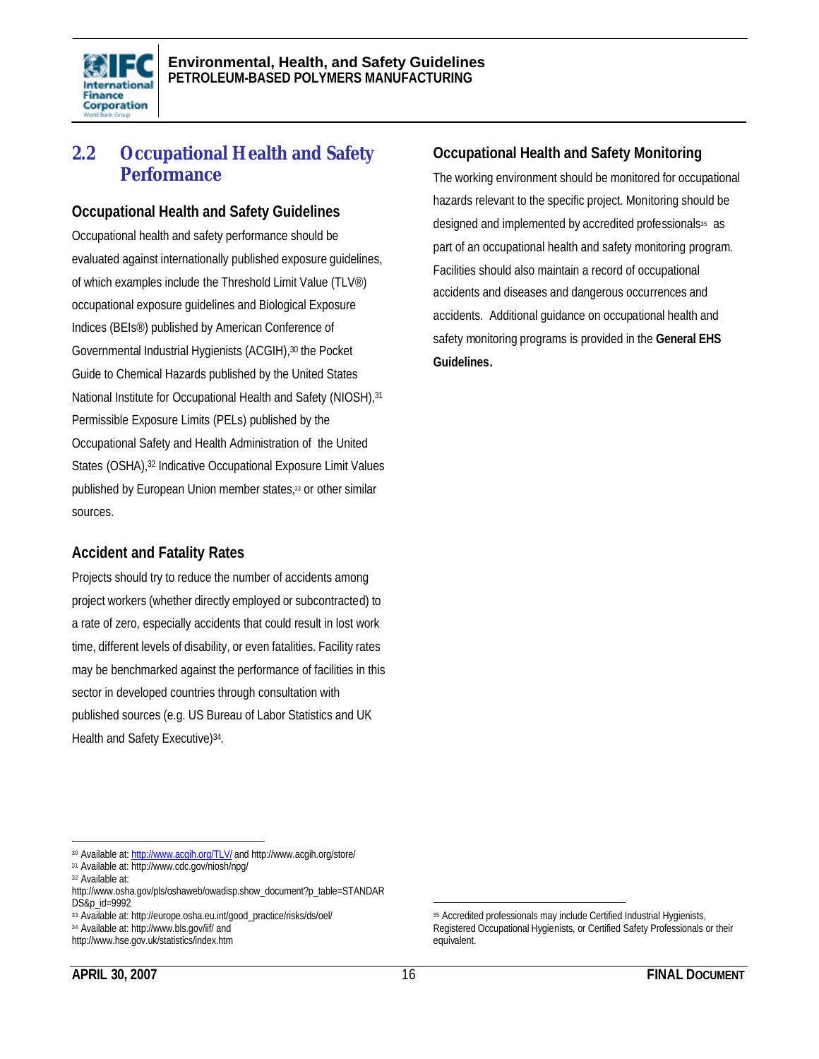## 2.2 Occupational Health and Safety Performance

### Occupational Health and Safety Guidelines

Occupational health and safety performance should be evaluated against internationally published exposure guidelines, of which examples include the Threshold Limit Value (TLV®) occupational exposure guidelines and Biological Exposure Indices (BEIs®) published by American Conference of Governmental Industrial Hygienists (ACGIH),[30] the Pocket Guide to Chemical Hazards published by the United States National Institute for Occupational Health and Safety (NIOSH),[31] Permissible Exposure Limits (PELs) published by the Occupational Safety and Health Administration of the United States (OSHA),[32] Indicative Occupational Exposure Limit Values published by European Union member states,[33] or other similar sources.

### Accident and Fatality Rates

Projects should try to reduce the number of accidents among project workers (whether directly employed or subcontracted) to a rate of zero, especially accidents that could result in lost work time, different levels of disability, or even fatalities. Facility rates may be benchmarked against the performance of facilities in this sector in developed countries through consultation with published sources (e.g. US Bureau of Labor Statistics and UK Health and Safety Executive)[34].

### Occupational Health and Safety Monitoring

The working environment should be monitored for occupational hazards relevant to the specific project. Monitoring should be designed and implemented by accredited professionals[35] as part of an occupational health and safety monitoring program. Facilities should also maintain a record of occupational accidents and diseases and dangerous occurrences and accidents. Additional guidance on occupational health and safety monitoring programs is provided in the **General EHS Guidelines.**

---

[30] Available at: http://www.acgih.org/TLV/ and http://www.acgih.org/store/

[31] Available at: http://www.cdc.gov/niosh/npg/

[32] Available at: http://www.osha.gov/pls/oshaweb/owadisp.show_document?p_table=STANDARDS&p_id=9992

[33] Available at: http://europe.osha.eu.int/good_practice/risks/ds/oel/

[34] Available at: http://www.bls.gov/iif/ and http://www.hse.gov.uk/statistics/index.htm

[35] Accredited professionals may include Certified Industrial Hygienists, Registered Occupational Hygienists, or Certified Safety Professionals or their equivalent.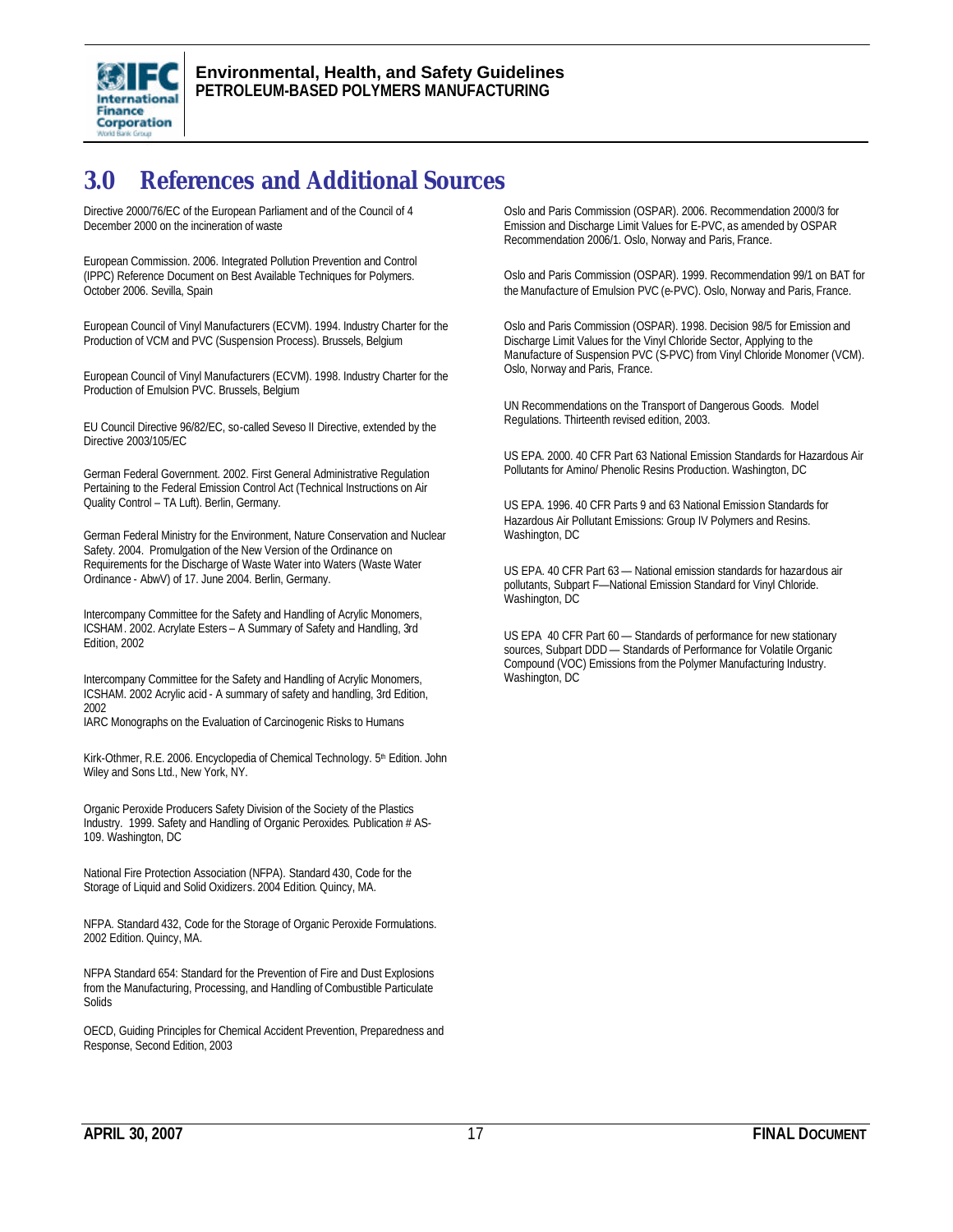# 3.0 References and Additional Sources

Directive 2000/76/EC of the European Parliament and of the Council of 4 December 2000 on the incineration of waste

European Commission. 2006. Integrated Pollution Prevention and Control (IPPC) Reference Document on Best Available Techniques for Polymers. October 2006. Sevilla, Spain

European Council of Vinyl Manufacturers (ECVM). 1994. Industry Charter for the Production of VCM and PVC (Suspension Process). Brussels, Belgium

European Council of Vinyl Manufacturers (ECVM). 1998. Industry Charter for the Production of Emulsion PVC. Brussels, Belgium

EU Council Directive 96/82/EC, so-called Seveso II Directive, extended by the Directive 2003/105/EC

German Federal Government. 2002. First General Administrative Regulation Pertaining to the Federal Emission Control Act (Technical Instructions on Air Quality Control – TA Luft). Berlin, Germany.

German Federal Ministry for the Environment, Nature Conservation and Nuclear Safety. 2004. Promulgation of the New Version of the Ordinance on Requirements for the Discharge of Waste Water into Waters (Waste Water Ordinance - AbwV) of 17. June 2004. Berlin, Germany.

Intercompany Committee for the Safety and Handling of Acrylic Monomers, ICSHAM. 2002. Acrylate Esters – A Summary of Safety and Handling, 3rd Edition, 2002

Intercompany Committee for the Safety and Handling of Acrylic Monomers, ICSHAM. 2002 Acrylic acid - A summary of safety and handling, 3rd Edition, 2002

IARC Monographs on the Evaluation of Carcinogenic Risks to Humans

Kirk-Othmer, R.E. 2006. Encyclopedia of Chemical Technology. 5th Edition. John Wiley and Sons Ltd., New York, NY.

Organic Peroxide Producers Safety Division of the Society of the Plastics Industry. 1999. Safety and Handling of Organic Peroxides. Publication # AS-109. Washington, DC

National Fire Protection Association (NFPA). Standard 430, Code for the Storage of Liquid and Solid Oxidizers. 2004 Edition. Quincy, MA.

NFPA. Standard 432, Code for the Storage of Organic Peroxide Formulations. 2002 Edition. Quincy, MA.

NFPA Standard 654: Standard for the Prevention of Fire and Dust Explosions from the Manufacturing, Processing, and Handling of Combustible Particulate Solids

OECD, Guiding Principles for Chemical Accident Prevention, Preparedness and Response, Second Edition, 2003

Oslo and Paris Commission (OSPAR). 2006. Recommendation 2000/3 for Emission and Discharge Limit Values for E-PVC, as amended by OSPAR Recommendation 2006/1. Oslo, Norway and Paris, France.

Oslo and Paris Commission (OSPAR). 1999. Recommendation 99/1 on BAT for the Manufacture of Emulsion PVC (e-PVC). Oslo, Norway and Paris, France.

Oslo and Paris Commission (OSPAR). 1998. Decision 98/5 for Emission and Discharge Limit Values for the Vinyl Chloride Sector, Applying to the Manufacture of Suspension PVC (S-PVC) from Vinyl Chloride Monomer (VCM). Oslo, Norway and Paris, France.

UN Recommendations on the Transport of Dangerous Goods. Model Regulations. Thirteenth revised edition, 2003.

US EPA. 2000. 40 CFR Part 63 National Emission Standards for Hazardous Air Pollutants for Amino/ Phenolic Resins Production. Washington, DC

US EPA. 1996. 40 CFR Parts 9 and 63 National Emission Standards for Hazardous Air Pollutant Emissions: Group IV Polymers and Resins. Washington, DC

US EPA. 40 CFR Part 63 — National emission standards for hazardous air pollutants, Subpart F—National Emission Standard for Vinyl Chloride. Washington, DC

US EPA 40 CFR Part 60 — Standards of performance for new stationary sources, Subpart DDD — Standards of Performance for Volatile Organic Compound (VOC) Emissions from the Polymer Manufacturing Industry. Washington, DC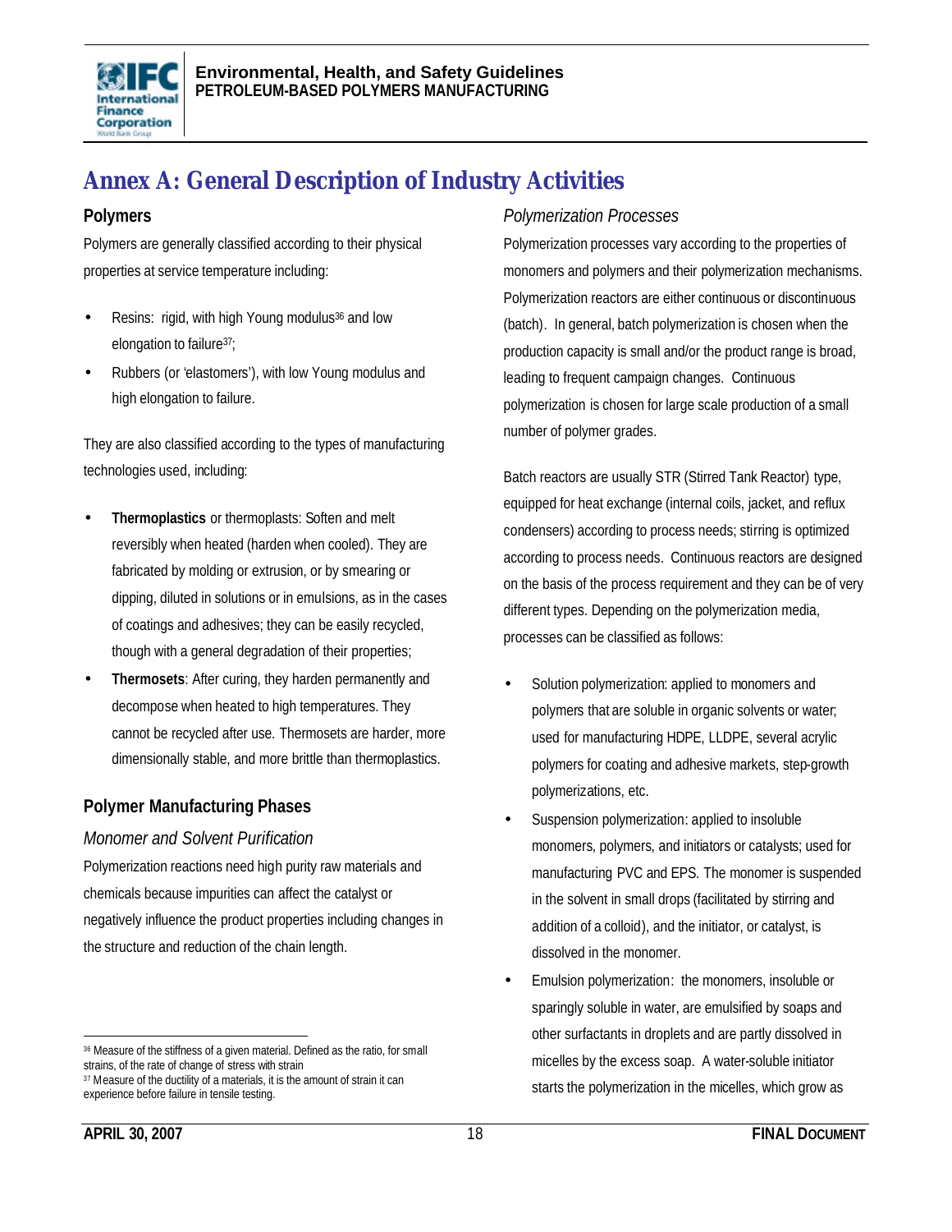# Annex A: General Description of Industry Activities

## Polymers

Polymers are generally classified according to their physical properties at service temperature including:

- Resins: rigid, with high Young modulus[36] and low elongation to failure[37];
- Rubbers (or 'elastomers'), with low Young modulus and high elongation to failure.

They are also classified according to the types of manufacturing technologies used, including:

- **Thermoplastics** or thermoplasts: Soften and melt reversibly when heated (harden when cooled). They are fabricated by molding or extrusion, or by smearing or dipping, diluted in solutions or in emulsions, as in the cases of coatings and adhesives; they can be easily recycled, though with a general degradation of their properties;
- **Thermosets**: After curing, they harden permanently and decompose when heated to high temperatures. They cannot be recycled after use. Thermosets are harder, more dimensionally stable, and more brittle than thermoplastics.

## Polymer Manufacturing Phases

### *Monomer and Solvent Purification*

Polymerization reactions need high purity raw materials and chemicals because impurities can affect the catalyst or negatively influence the product properties including changes in the structure and reduction of the chain length.

### *Polymerization Processes*

Polymerization processes vary according to the properties of monomers and polymers and their polymerization mechanisms. Polymerization reactors are either continuous or discontinuous (batch). In general, batch polymerization is chosen when the production capacity is small and/or the product range is broad, leading to frequent campaign changes. Continuous polymerization is chosen for large scale production of a small number of polymer grades.

Batch reactors are usually STR (Stirred Tank Reactor) type, equipped for heat exchange (internal coils, jacket, and reflux condensers) according to process needs; stirring is optimized according to process needs. Continuous reactors are designed on the basis of the process requirement and they can be of very different types. Depending on the polymerization media, processes can be classified as follows:

- Solution polymerization: applied to monomers and polymers that are soluble in organic solvents or water; used for manufacturing HDPE, LLDPE, several acrylic polymers for coating and adhesive markets, step-growth polymerizations, etc.
- Suspension polymerization: applied to insoluble monomers, polymers, and initiators or catalysts; used for manufacturing PVC and EPS. The monomer is suspended in the solvent in small drops (facilitated by stirring and addition of a colloid), and the initiator, or catalyst, is dissolved in the monomer.
- Emulsion polymerization: the monomers, insoluble or sparingly soluble in water, are emulsified by soaps and other surfactants in droplets and are partly dissolved in micelles by the excess soap. A water-soluble initiator starts the polymerization in the micelles, which grow as

---

[36] Measure of the stiffness of a given material. Defined as the ratio, for small strains, of the rate of change of stress with strain

[37] Measure of the ductility of a materials, it is the amount of strain it can experience before failure in tensile testing.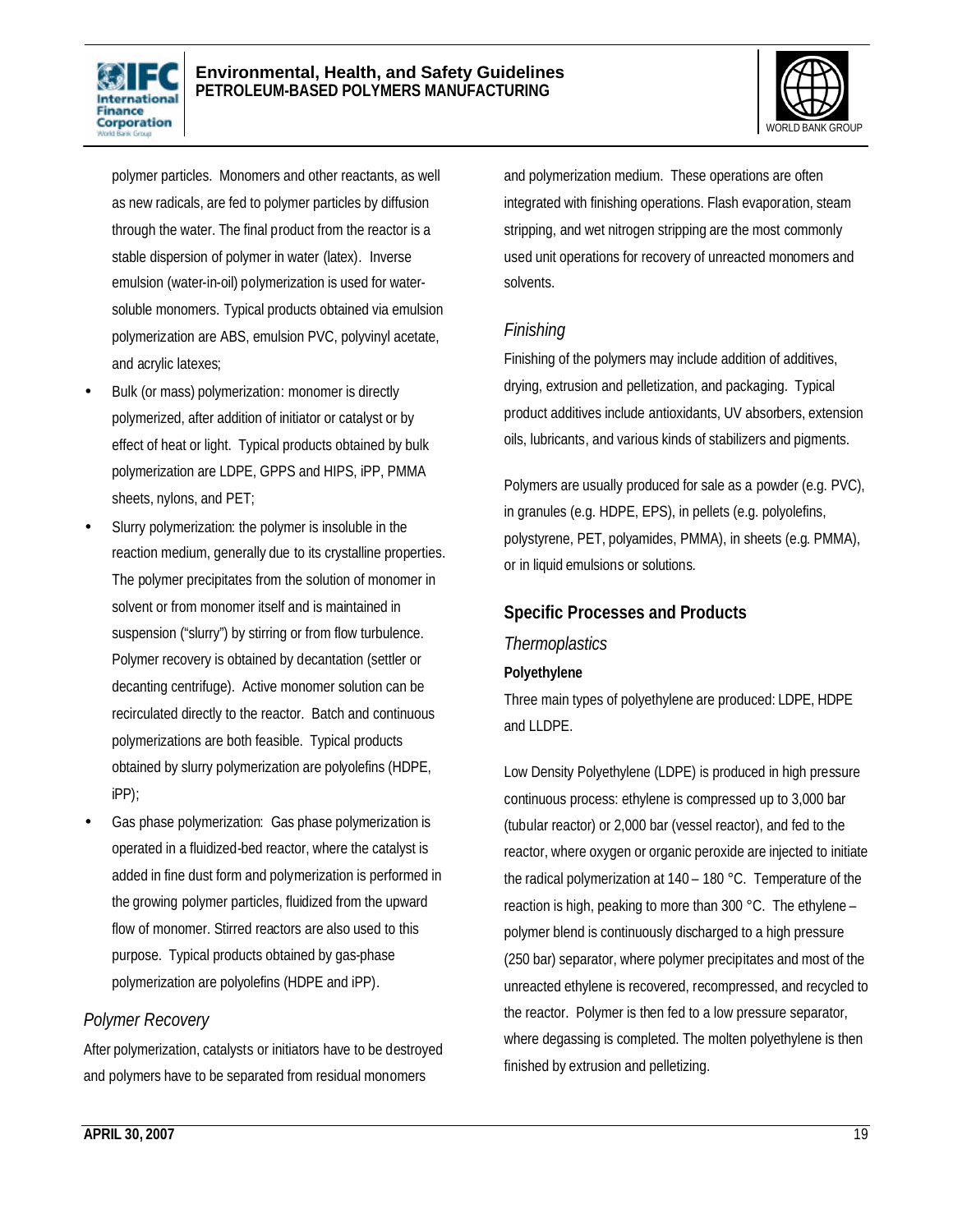polymer particles. Monomers and other reactants, as well as new radicals, are fed to polymer particles by diffusion through the water. The final product from the reactor is a stable dispersion of polymer in water (latex). Inverse emulsion (water-in-oil) polymerization is used for water-soluble monomers. Typical products obtained via emulsion polymerization are ABS, emulsion PVC, polyvinyl acetate, and acrylic latexes;

- Bulk (or mass) polymerization: monomer is directly polymerized, after addition of initiator or catalyst or by effect of heat or light. Typical products obtained by bulk polymerization are LDPE, GPPS and HIPS, iPP, PMMA sheets, nylons, and PET;
- Slurry polymerization: the polymer is insoluble in the reaction medium, generally due to its crystalline properties. The polymer precipitates from the solution of monomer in solvent or from monomer itself and is maintained in suspension ("slurry") by stirring or from flow turbulence. Polymer recovery is obtained by decantation (settler or decanting centrifuge). Active monomer solution can be recirculated directly to the reactor. Batch and continuous polymerizations are both feasible. Typical products obtained by slurry polymerization are polyolefins (HDPE, iPP);
- Gas phase polymerization: Gas phase polymerization is operated in a fluidized-bed reactor, where the catalyst is added in fine dust form and polymerization is performed in the growing polymer particles, fluidized from the upward flow of monomer. Stirred reactors are also used to this purpose. Typical products obtained by gas-phase polymerization are polyolefins (HDPE and iPP).

### *Polymer Recovery*

After polymerization, catalysts or initiators have to be destroyed and polymers have to be separated from residual monomers and polymerization medium. These operations are often integrated with finishing operations. Flash evaporation, steam stripping, and wet nitrogen stripping are the most commonly used unit operations for recovery of unreacted monomers and solvents.

### *Finishing*

Finishing of the polymers may include addition of additives, drying, extrusion and pelletization, and packaging. Typical product additives include antioxidants, UV absorbers, extension oils, lubricants, and various kinds of stabilizers and pigments.

Polymers are usually produced for sale as a powder (e.g. PVC), in granules (e.g. HDPE, EPS), in pellets (e.g. polyolefins, polystyrene, PET, polyamides, PMMA), in sheets (e.g. PMMA), or in liquid emulsions or solutions.

## Specific Processes and Products

### *Thermoplastics*

#### Polyethylene

Three main types of polyethylene are produced: LDPE, HDPE and LLDPE.

Low Density Polyethylene (LDPE) is produced in high pressure continuous process: ethylene is compressed up to 3,000 bar (tubular reactor) or 2,000 bar (vessel reactor), and fed to the reactor, where oxygen or organic peroxide are injected to initiate the radical polymerization at 140 – 180 °C. Temperature of the reaction is high, peaking to more than 300 °C. The ethylene – polymer blend is continuously discharged to a high pressure (250 bar) separator, where polymer precipitates and most of the unreacted ethylene is recovered, recompressed, and recycled to the reactor. Polymer is then fed to a low pressure separator, where degassing is completed. The molten polyethylene is then finished by extrusion and pelletizing.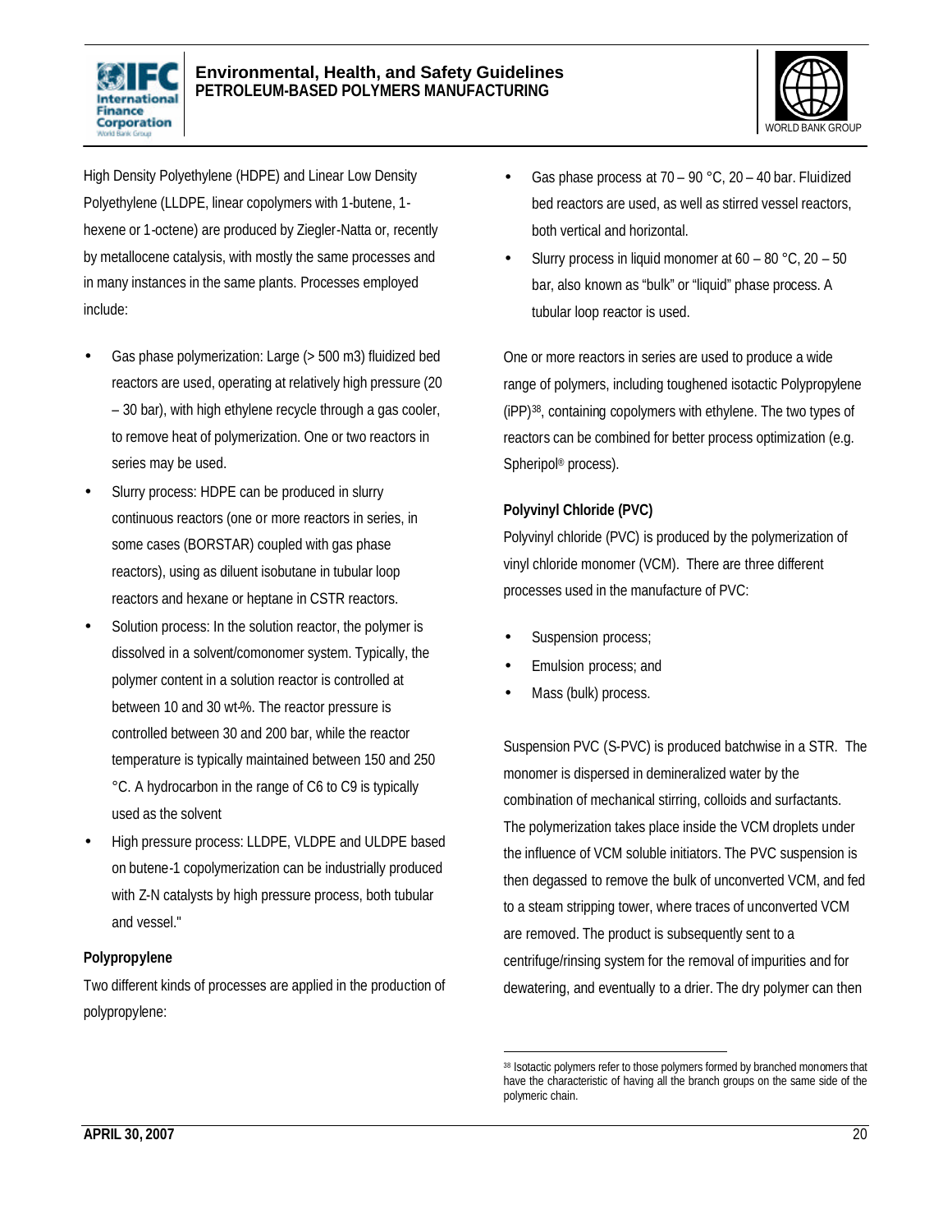High Density Polyethylene (HDPE) and Linear Low Density Polyethylene (LLDPE, linear copolymers with 1-butene, 1-hexene or 1-octene) are produced by Ziegler-Natta or, recently by metallocene catalysis, with mostly the same processes and in many instances in the same plants. Processes employed include:

- Gas phase polymerization: Large (> 500 m3) fluidized bed reactors are used, operating at relatively high pressure (20 – 30 bar), with high ethylene recycle through a gas cooler, to remove heat of polymerization. One or two reactors in series may be used.
- Slurry process: HDPE can be produced in slurry continuous reactors (one or more reactors in series, in some cases (BORSTAR) coupled with gas phase reactors), using as diluent isobutane in tubular loop reactors and hexane or heptane in CSTR reactors.
- Solution process: In the solution reactor, the polymer is dissolved in a solvent/comonomer system. Typically, the polymer content in a solution reactor is controlled at between 10 and 30 wt-%. The reactor pressure is controlled between 30 and 200 bar, while the reactor temperature is typically maintained between 150 and 250 °C. A hydrocarbon in the range of C6 to C9 is typically used as the solvent
- High pressure process: LLDPE, VLDPE and ULDPE based on butene-1 copolymerization can be industrially produced with Z-N catalysts by high pressure process, both tubular and vessel."

**Polypropylene**

Two different kinds of processes are applied in the production of polypropylene:

- Gas phase process at 70 – 90 °C, 20 – 40 bar. Fluidized bed reactors are used, as well as stirred vessel reactors, both vertical and horizontal.
- Slurry process in liquid monomer at 60 – 80 °C, 20 – 50 bar, also known as "bulk" or "liquid" phase process. A tubular loop reactor is used.

One or more reactors in series are used to produce a wide range of polymers, including toughened isotactic Polypropylene (iPP)[38], containing copolymers with ethylene. The two types of reactors can be combined for better process optimization (e.g. Spheripol® process).

**Polyvinyl Chloride (PVC)**

Polyvinyl chloride (PVC) is produced by the polymerization of vinyl chloride monomer (VCM). There are three different processes used in the manufacture of PVC:

- Suspension process;
- Emulsion process; and
- Mass (bulk) process.

Suspension PVC (S-PVC) is produced batchwise in a STR. The monomer is dispersed in demineralized water by the combination of mechanical stirring, colloids and surfactants. The polymerization takes place inside the VCM droplets under the influence of VCM soluble initiators. The PVC suspension is then degassed to remove the bulk of unconverted VCM, and fed to a steam stripping tower, where traces of unconverted VCM are removed. The product is subsequently sent to a centrifuge/rinsing system for the removal of impurities and for dewatering, and eventually to a drier. The dry polymer can then

[38] Isotactic polymers refer to those polymers formed by branched monomers that have the characteristic of having all the branch groups on the same side of the polymeric chain.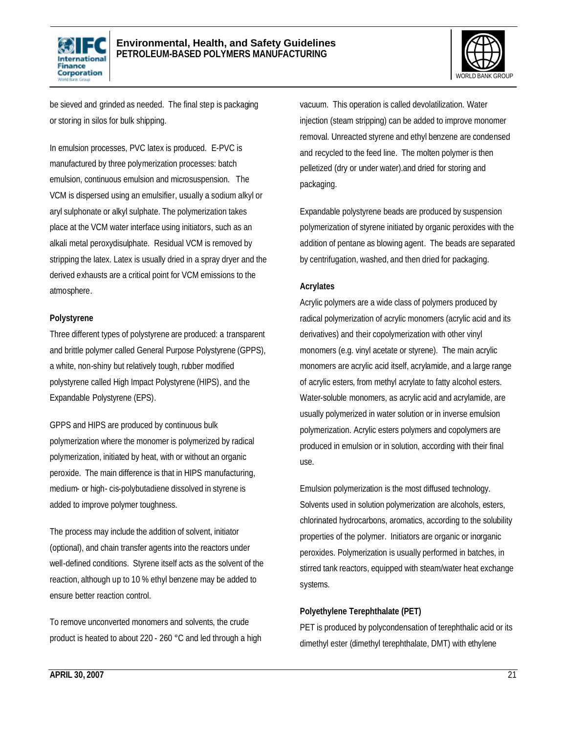be sieved and grinded as needed. The final step is packaging or storing in silos for bulk shipping.

In emulsion processes, PVC latex is produced. E-PVC is manufactured by three polymerization processes: batch emulsion, continuous emulsion and microsuspension. The VCM is dispersed using an emulsifier, usually a sodium alkyl or aryl sulphonate or alkyl sulphate. The polymerization takes place at the VCM water interface using initiators, such as an alkali metal peroxydisulphate. Residual VCM is removed by stripping the latex. Latex is usually dried in a spray dryer and the derived exhausts are a critical point for VCM emissions to the atmosphere.

**Polystyrene**

Three different types of polystyrene are produced: a transparent and brittle polymer called General Purpose Polystyrene (GPPS), a white, non-shiny but relatively tough, rubber modified polystyrene called High Impact Polystyrene (HIPS), and the Expandable Polystyrene (EPS).

GPPS and HIPS are produced by continuous bulk polymerization where the monomer is polymerized by radical polymerization, initiated by heat, with or without an organic peroxide. The main difference is that in HIPS manufacturing, medium- or high- cis-polybutadiene dissolved in styrene is added to improve polymer toughness.

The process may include the addition of solvent, initiator (optional), and chain transfer agents into the reactors under well-defined conditions. Styrene itself acts as the solvent of the reaction, although up to 10 % ethyl benzene may be added to ensure better reaction control.

To remove unconverted monomers and solvents, the crude product is heated to about 220 - 260 °C and led through a high vacuum. This operation is called devolatilization. Water injection (steam stripping) can be added to improve monomer removal. Unreacted styrene and ethyl benzene are condensed and recycled to the feed line. The molten polymer is then pelletized (dry or under water).and dried for storing and packaging.

Expandable polystyrene beads are produced by suspension polymerization of styrene initiated by organic peroxides with the addition of pentane as blowing agent. The beads are separated by centrifugation, washed, and then dried for packaging.

**Acrylates**

Acrylic polymers are a wide class of polymers produced by radical polymerization of acrylic monomers (acrylic acid and its derivatives) and their copolymerization with other vinyl monomers (e.g. vinyl acetate or styrene). The main acrylic monomers are acrylic acid itself, acrylamide, and a large range of acrylic esters, from methyl acrylate to fatty alcohol esters. Water-soluble monomers, as acrylic acid and acrylamide, are usually polymerized in water solution or in inverse emulsion polymerization. Acrylic esters polymers and copolymers are produced in emulsion or in solution, according with their final use.

Emulsion polymerization is the most diffused technology. Solvents used in solution polymerization are alcohols, esters, chlorinated hydrocarbons, aromatics, according to the solubility properties of the polymer. Initiators are organic or inorganic peroxides. Polymerization is usually performed in batches, in stirred tank reactors, equipped with steam/water heat exchange systems.

**Polyethylene Terephthalate (PET)**

PET is produced by polycondensation of terephthalic acid or its dimethyl ester (dimethyl terephthalate, DMT) with ethylene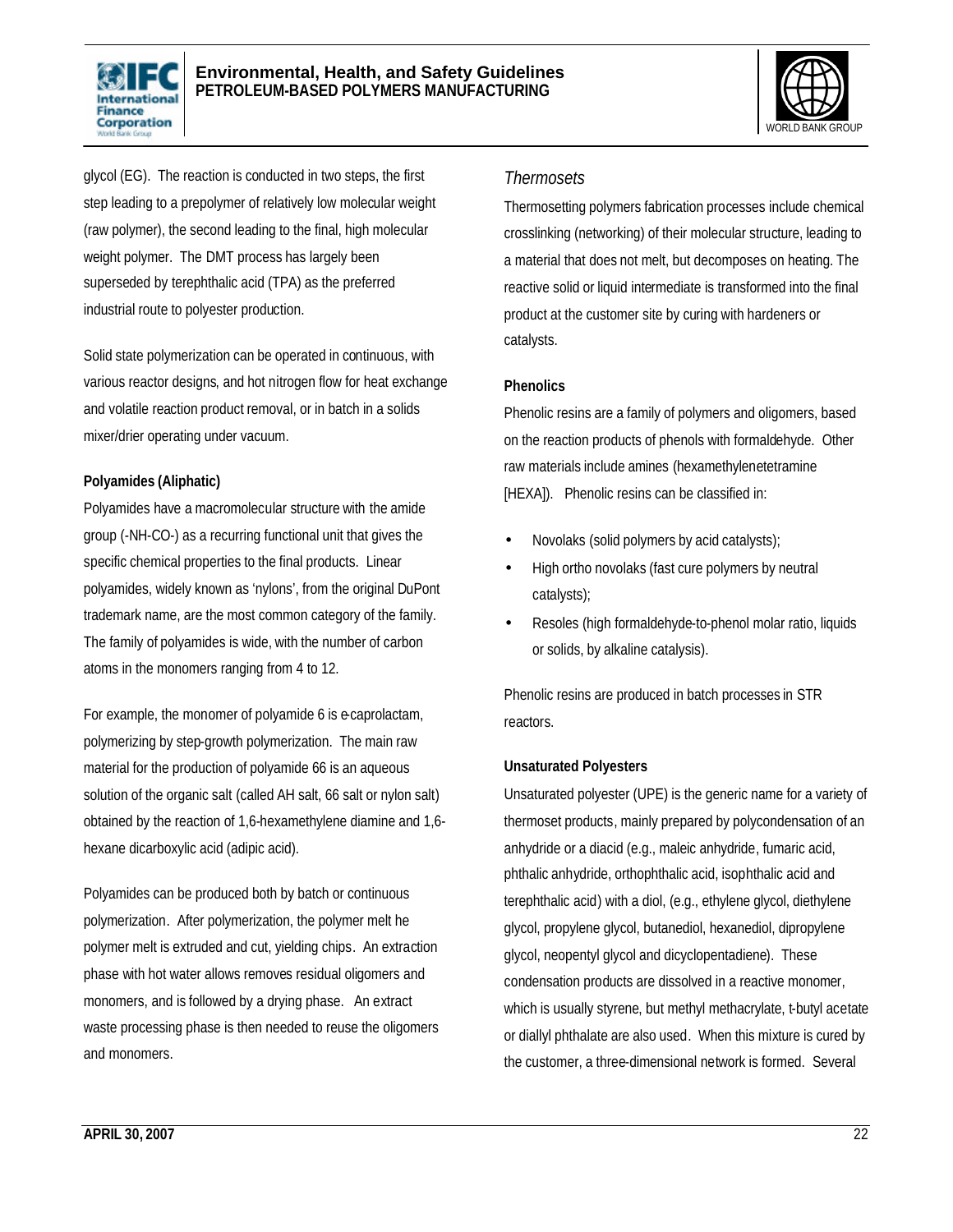glycol (EG). The reaction is conducted in two steps, the first step leading to a prepolymer of relatively low molecular weight (raw polymer), the second leading to the final, high molecular weight polymer. The DMT process has largely been superseded by terephthalic acid (TPA) as the preferred industrial route to polyester production.

Solid state polymerization can be operated in continuous, with various reactor designs, and hot nitrogen flow for heat exchange and volatile reaction product removal, or in batch in a solids mixer/drier operating under vacuum.

**Polyamides (Aliphatic)**

Polyamides have a macromolecular structure with the amide group (-NH-CO-) as a recurring functional unit that gives the specific chemical properties to the final products. Linear polyamides, widely known as 'nylons', from the original DuPont trademark name, are the most common category of the family. The family of polyamides is wide, with the number of carbon atoms in the monomers ranging from 4 to 12.

For example, the monomer of polyamide 6 is e-caprolactam, polymerizing by step-growth polymerization. The main raw material for the production of polyamide 66 is an aqueous solution of the organic salt (called AH salt, 66 salt or nylon salt) obtained by the reaction of 1,6-hexamethylene diamine and 1,6-hexane dicarboxylic acid (adipic acid).

Polyamides can be produced both by batch or continuous polymerization. After polymerization, the polymer melt he polymer melt is extruded and cut, yielding chips. An extraction phase with hot water allows removes residual oligomers and monomers, and is followed by a drying phase. An extract waste processing phase is then needed to reuse the oligomers and monomers.

*Thermosets*

Thermosetting polymers fabrication processes include chemical crosslinking (networking) of their molecular structure, leading to a material that does not melt, but decomposes on heating. The reactive solid or liquid intermediate is transformed into the final product at the customer site by curing with hardeners or catalysts.

**Phenolics**

Phenolic resins are a family of polymers and oligomers, based on the reaction products of phenols with formaldehyde. Other raw materials include amines (hexamethylenetetramine [HEXA]). Phenolic resins can be classified in:

- Novolaks (solid polymers by acid catalysts);
- High ortho novolaks (fast cure polymers by neutral catalysts);
- Resoles (high formaldehyde-to-phenol molar ratio, liquids or solids, by alkaline catalysis).

Phenolic resins are produced in batch processes in STR reactors.

**Unsaturated Polyesters**

Unsaturated polyester (UPE) is the generic name for a variety of thermoset products, mainly prepared by polycondensation of an anhydride or a diacid (e.g., maleic anhydride, fumaric acid, phthalic anhydride, orthophthalic acid, isophthalic acid and terephthalic acid) with a diol, (e.g., ethylene glycol, diethylene glycol, propylene glycol, butanediol, hexanediol, dipropylene glycol, neopentyl glycol and dicyclopentadiene). These condensation products are dissolved in a reactive monomer, which is usually styrene, but methyl methacrylate, t-butyl acetate or diallyl phthalate are also used. When this mixture is cured by the customer, a three-dimensional network is formed. Several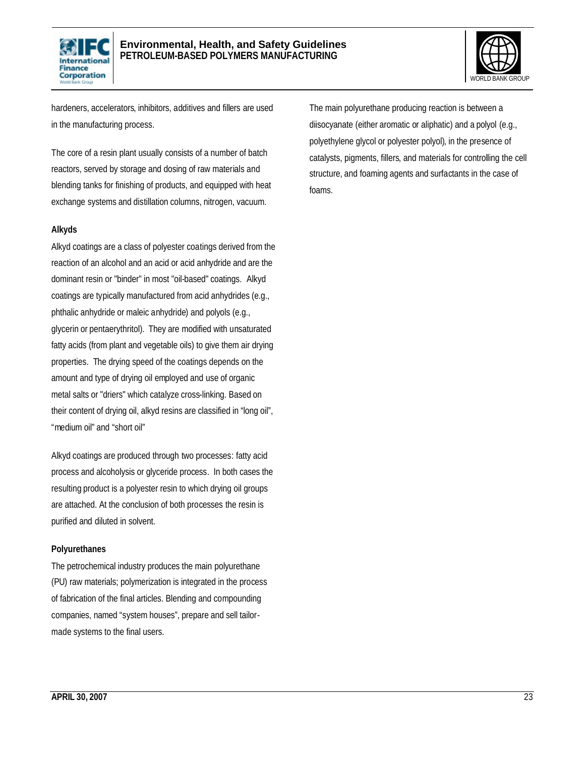hardeners, accelerators, inhibitors, additives and fillers are used in the manufacturing process.

The core of a resin plant usually consists of a number of batch reactors, served by storage and dosing of raw materials and blending tanks for finishing of products, and equipped with heat exchange systems and distillation columns, nitrogen, vacuum.

**Alkyds**

Alkyd coatings are a class of polyester coatings derived from the reaction of an alcohol and an acid or acid anhydride and are the dominant resin or "binder" in most "oil-based" coatings. Alkyd coatings are typically manufactured from acid anhydrides (e.g., phthalic anhydride or maleic anhydride) and polyols (e.g., glycerin or pentaerythritol). They are modified with unsaturated fatty acids (from plant and vegetable oils) to give them air drying properties. The drying speed of the coatings depends on the amount and type of drying oil employed and use of organic metal salts or "driers" which catalyze cross-linking. Based on their content of drying oil, alkyd resins are classified in "long oil", "medium oil" and "short oil"

Alkyd coatings are produced through two processes: fatty acid process and alcoholysis or glyceride process. In both cases the resulting product is a polyester resin to which drying oil groups are attached. At the conclusion of both processes the resin is purified and diluted in solvent.

**Polyurethanes**

The petrochemical industry produces the main polyurethane (PU) raw materials; polymerization is integrated in the process of fabrication of the final articles. Blending and compounding companies, named "system houses", prepare and sell tailor-made systems to the final users.

The main polyurethane producing reaction is between a diisocyanate (either aromatic or aliphatic) and a polyol (e.g., polyethylene glycol or polyester polyol), in the presence of catalysts, pigments, fillers, and materials for controlling the cell structure, and foaming agents and surfactants in the case of foams.